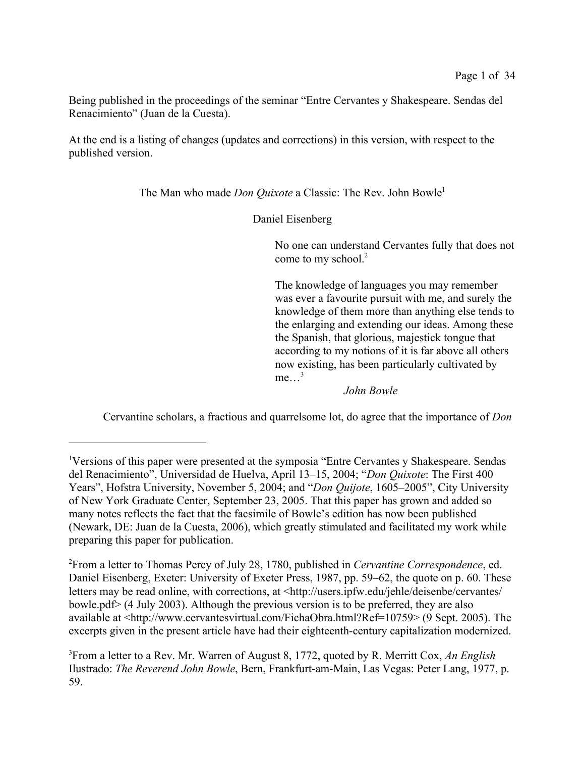Being published in the proceedings of the seminar "Entre Cervantes y Shakespeare. Sendas del Renacimiento" (Juan de la Cuesta).

At the end is a listing of changes (updates and corrections) in this version, with respect to the published version.

# The Man who made *Don Quixote* a Classic: The Rev. John Bowle[1]

Daniel Eisenberg

> No one can understand Cervantes fully that does not come to my school.[2]
>
> The knowledge of languages you may remember was ever a favourite pursuit with me, and surely the knowledge of them more than anything else tends to the enlarging and extending our ideas. Among these the Spanish, that glorious, majestick tongue that according to my notions of it is far above all others now existing, has been particularly cultivated by me…[3]
>
> *John Bowle*

Cervantine scholars, a fractious and quarrelsome lot, do agree that the importance of *Don*

---

[1]Versions of this paper were presented at the symposia "Entre Cervantes y Shakespeare. Sendas del Renacimiento", Universidad de Huelva, April 13–15, 2004; "*Don Quixote*: The First 400 Years", Hofstra University, November 5, 2004; and "*Don Quijote*, 1605–2005", City University of New York Graduate Center, September 23, 2005. That this paper has grown and added so many notes reflects the fact that the facsimile of Bowle's edition has now been published (Newark, DE: Juan de la Cuesta, 2006), which greatly stimulated and facilitated my work while preparing this paper for publication.

[2]From a letter to Thomas Percy of July 28, 1780, published in *Cervantine Correspondence*, ed. Daniel Eisenberg, Exeter: University of Exeter Press, 1987, pp. 59–62, the quote on p. 60. These letters may be read online, with corrections, at <http://users.ipfw.edu/jehle/deisenbe/cervantes/bowle.pdf> (4 July 2003). Although the previous version is to be preferred, they are also available at <http://www.cervantesvirtual.com/FichaObra.html?Ref=10759> (9 Sept. 2005). The excerpts given in the present article have had their eighteenth-century capitalization modernized.

[3]From a letter to a Rev. Mr. Warren of August 8, 1772, quoted by R. Merritt Cox, *An English* Ilustrado: *The Reverend John Bowle*, Bern, Frankfurt-am-Main, Las Vegas: Peter Lang, 1977, p. 59.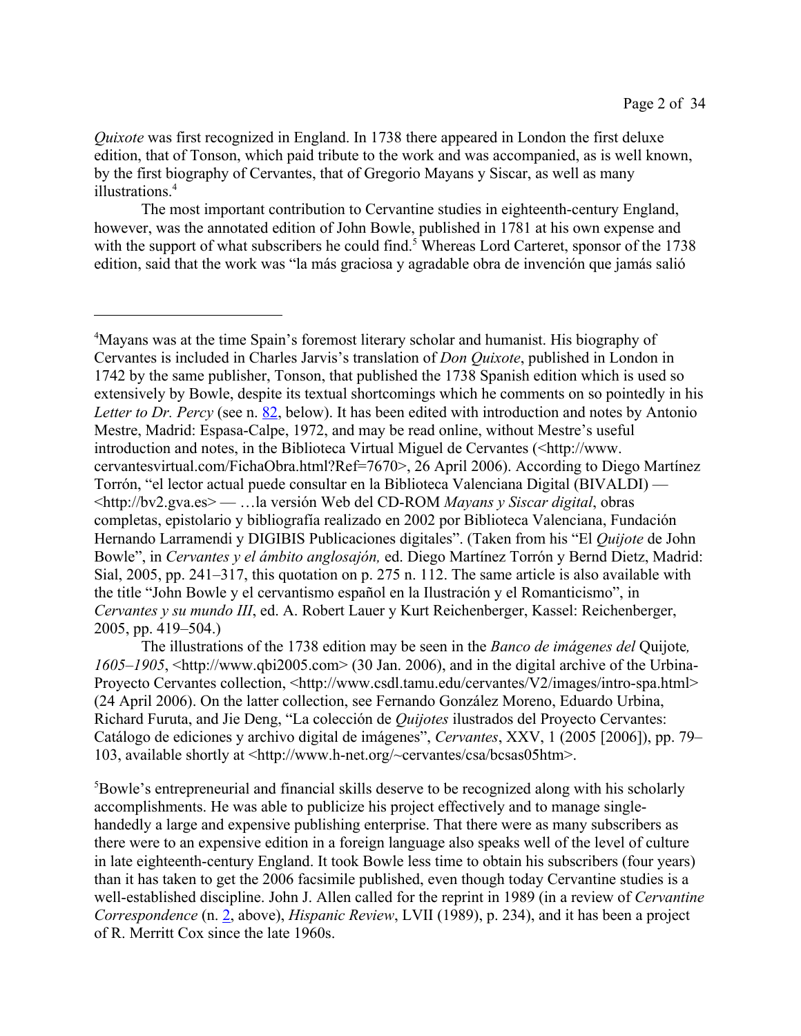*Quixote* was first recognized in England. In 1738 there appeared in London the first deluxe edition, that of Tonson, which paid tribute to the work and was accompanied, as is well known, by the first biography of Cervantes, that of Gregorio Mayans y Siscar, as well as many illustrations.[4]

The most important contribution to Cervantine studies in eighteenth-century England, however, was the annotated edition of John Bowle, published in 1781 at his own expense and with the support of what subscribers he could find.[5] Whereas Lord Carteret, sponsor of the 1738 edition, said that the work was "la más graciosa y agradable obra de invención que jamás salió

---

[4]Mayans was at the time Spain's foremost literary scholar and humanist. His biography of Cervantes is included in Charles Jarvis's translation of *Don Quixote*, published in London in 1742 by the same publisher, Tonson, that published the 1738 Spanish edition which is used so extensively by Bowle, despite its textual shortcomings which he comments on so pointedly in his *Letter to Dr. Percy* (see n. 82, below). It has been edited with introduction and notes by Antonio Mestre, Madrid: Espasa-Calpe, 1972, and may be read online, without Mestre's useful introduction and notes, in the Biblioteca Virtual Miguel de Cervantes (<http://www.cervantesvirtual.com/FichaObra.html?Ref=7670>, 26 April 2006). According to Diego Martínez Torrón, "el lector actual puede consultar en la Biblioteca Valenciana Digital (BIVALDI) — <http://bv2.gva.es> — …la versión Web del CD-ROM *Mayans y Siscar digital*, obras completas, epistolario y bibliografía realizado en 2002 por Biblioteca Valenciana, Fundación Hernando Larramendi y DIGIBIS Publicaciones digitales". (Taken from his "El *Quijote* de John Bowle", in *Cervantes y el ámbito anglosajón,* ed. Diego Martínez Torrón y Bernd Dietz, Madrid: Sial, 2005, pp. 241–317, this quotation on p. 275 n. 112. The same article is also available with the title "John Bowle y el cervantismo español en la Ilustración y el Romanticismo", in *Cervantes y su mundo III*, ed. A. Robert Lauer y Kurt Reichenberger, Kassel: Reichenberger, 2005, pp. 419–504.)

The illustrations of the 1738 edition may be seen in the *Banco de imágenes del* Quijote*, 1605–1905*, <http://www.qbi2005.com> (30 Jan. 2006), and in the digital archive of the Urbina-Proyecto Cervantes collection, <http://www.csdl.tamu.edu/cervantes/V2/images/intro-spa.html> (24 April 2006). On the latter collection, see Fernando González Moreno, Eduardo Urbina, Richard Furuta, and Jie Deng, "La colección de *Quijotes* ilustrados del Proyecto Cervantes: Catálogo de ediciones y archivo digital de imágenes", *Cervantes*, XXV, 1 (2005 [2006]), pp. 79–103, available shortly at <http://www.h-net.org/~cervantes/csa/bcsas05htm>.

[5]Bowle's entrepreneurial and financial skills deserve to be recognized along with his scholarly accomplishments. He was able to publicize his project effectively and to manage single-handedly a large and expensive publishing enterprise. That there were as many subscribers as there were to an expensive edition in a foreign language also speaks well of the level of culture in late eighteenth-century England. It took Bowle less time to obtain his subscribers (four years) than it has taken to get the 2006 facsimile published, even though today Cervantine studies is a well-established discipline. John J. Allen called for the reprint in 1989 (in a review of *Cervantine Correspondence* (n. 2, above), *Hispanic Review*, LVII (1989), p. 234), and it has been a project of R. Merritt Cox since the late 1960s.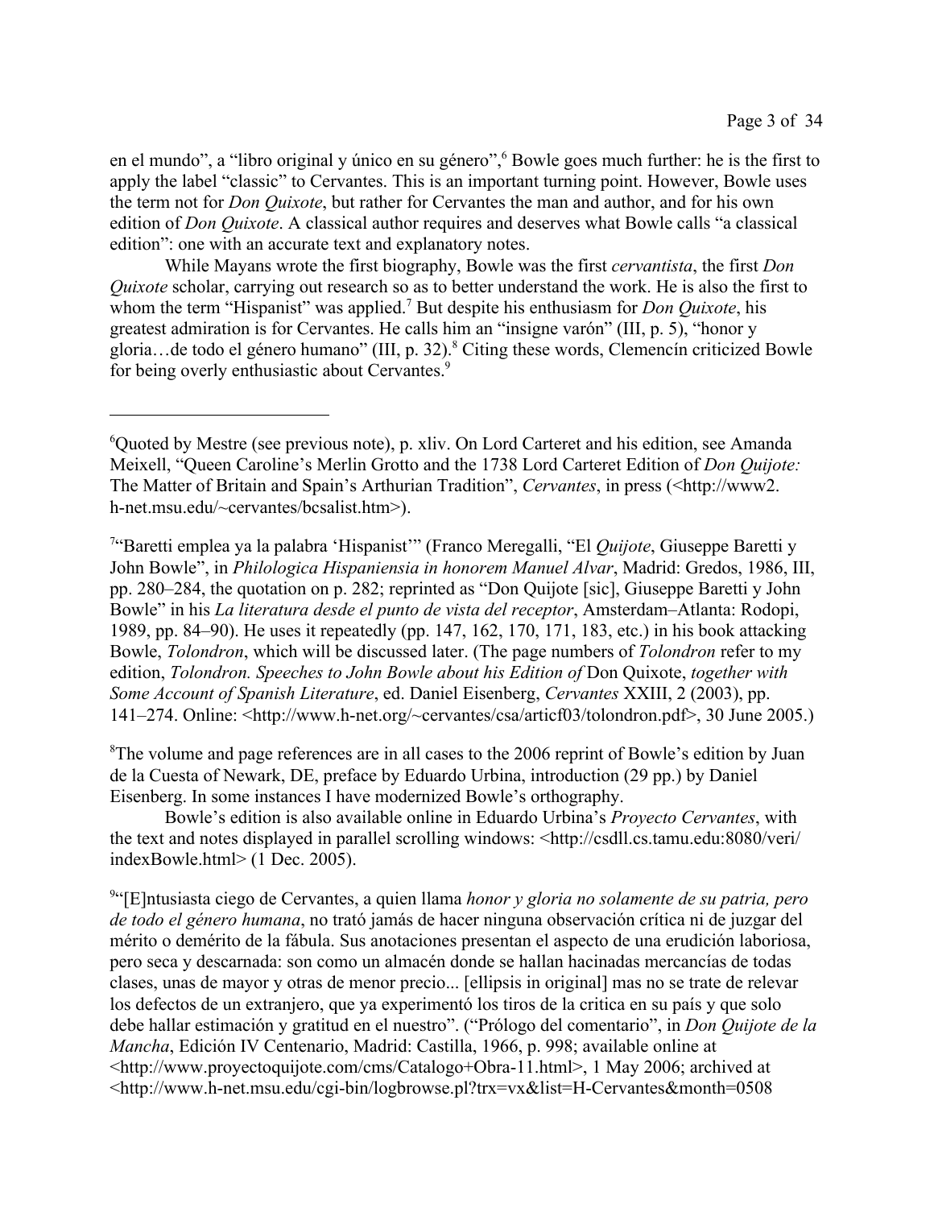en el mundo", a "libro original y único en su género",[6] Bowle goes much further: he is the first to apply the label "classic" to Cervantes. This is an important turning point. However, Bowle uses the term not for *Don Quixote*, but rather for Cervantes the man and author, and for his own edition of *Don Quixote*. A classical author requires and deserves what Bowle calls "a classical edition": one with an accurate text and explanatory notes.

While Mayans wrote the first biography, Bowle was the first *cervantista*, the first *Don Quixote* scholar, carrying out research so as to better understand the work. He is also the first to whom the term "Hispanist" was applied.[7] But despite his enthusiasm for *Don Quixote*, his greatest admiration is for Cervantes. He calls him an "insigne varón" (III, p. 5), "honor y gloria…de todo el género humano" (III, p. 32).[8] Citing these words, Clemencín criticized Bowle for being overly enthusiastic about Cervantes.[9]

---

[6]Quoted by Mestre (see previous note), p. xliv. On Lord Carteret and his edition, see Amanda Meixell, "Queen Caroline's Merlin Grotto and the 1738 Lord Carteret Edition of *Don Quijote:* The Matter of Britain and Spain's Arthurian Tradition", *Cervantes*, in press (<http://www2.h-net.msu.edu/~cervantes/bcsalist.htm>).

[7]"Baretti emplea ya la palabra 'Hispanist'" (Franco Meregalli, "El *Quijote*, Giuseppe Baretti y John Bowle", in *Philologica Hispaniensia in honorem Manuel Alvar*, Madrid: Gredos, 1986, III, pp. 280–284, the quotation on p. 282; reprinted as "Don Quijote [sic], Giuseppe Baretti y John Bowle" in his *La literatura desde el punto de vista del receptor*, Amsterdam–Atlanta: Rodopi, 1989, pp. 84–90). He uses it repeatedly (pp. 147, 162, 170, 171, 183, etc.) in his book attacking Bowle, *Tolondron*, which will be discussed later. (The page numbers of *Tolondron* refer to my edition, *Tolondron. Speeches to John Bowle about his Edition of* Don Quixote, *together with Some Account of Spanish Literature*, ed. Daniel Eisenberg, *Cervantes* XXIII, 2 (2003), pp. 141–274. Online: <http://www.h-net.org/~cervantes/csa/articf03/tolondron.pdf>, 30 June 2005.)

[8]The volume and page references are in all cases to the 2006 reprint of Bowle's edition by Juan de la Cuesta of Newark, DE, preface by Eduardo Urbina, introduction (29 pp.) by Daniel Eisenberg. In some instances I have modernized Bowle's orthography.

Bowle's edition is also available online in Eduardo Urbina's *Proyecto Cervantes*, with the text and notes displayed in parallel scrolling windows: <http://csdll.cs.tamu.edu:8080/veri/indexBowle.html> (1 Dec. 2005).

[9]"[E]ntusiasta ciego de Cervantes, a quien llama *honor y gloria no solamente de su patria, pero de todo el género humana*, no trató jamás de hacer ninguna observación crítica ni de juzgar del mérito o demérito de la fábula. Sus anotaciones presentan el aspecto de una erudición laboriosa, pero seca y descarnada: son como un almacén donde se hallan hacinadas mercancías de todas clases, unas de mayor y otras de menor precio... [ellipsis in original] mas no se trate de relevar los defectos de un extranjero, que ya experimentó los tiros de la critica en su país y que solo debe hallar estimación y gratitud en el nuestro". ("Prólogo del comentario", in *Don Quijote de la Mancha*, Edición IV Centenario, Madrid: Castilla, 1966, p. 998; available online at <http://www.proyectoquijote.com/cms/Catalogo+Obra-11.html>, 1 May 2006; archived at <http://www.h-net.msu.edu/cgi-bin/logbrowse.pl?trx=vx&list=H-Cervantes&month=0508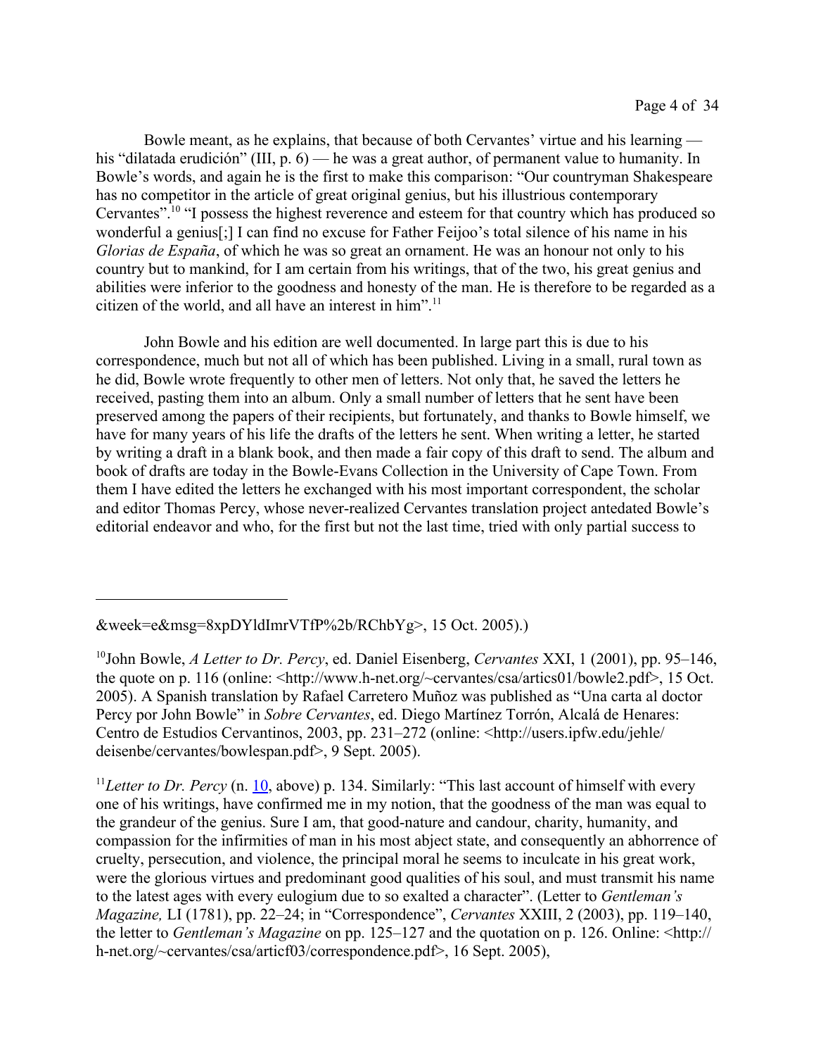Bowle meant, as he explains, that because of both Cervantes' virtue and his learning — his "dilatada erudición" (III, p. 6) — he was a great author, of permanent value to humanity. In Bowle's words, and again he is the first to make this comparison: "Our countryman Shakespeare has no competitor in the article of great original genius, but his illustrious contemporary Cervantes".[10] "I possess the highest reverence and esteem for that country which has produced so wonderful a genius[;] I can find no excuse for Father Feijoo's total silence of his name in his *Glorias de España*, of which he was so great an ornament. He was an honour not only to his country but to mankind, for I am certain from his writings, that of the two, his great genius and abilities were inferior to the goodness and honesty of the man. He is therefore to be regarded as a citizen of the world, and all have an interest in him".[11]

John Bowle and his edition are well documented. In large part this is due to his correspondence, much but not all of which has been published. Living in a small, rural town as he did, Bowle wrote frequently to other men of letters. Not only that, he saved the letters he received, pasting them into an album. Only a small number of letters that he sent have been preserved among the papers of their recipients, but fortunately, and thanks to Bowle himself, we have for many years of his life the drafts of the letters he sent. When writing a letter, he started by writing a draft in a blank book, and then made a fair copy of this draft to send. The album and book of drafts are today in the Bowle-Evans Collection in the University of Cape Town. From them I have edited the letters he exchanged with his most important correspondent, the scholar and editor Thomas Percy, whose never-realized Cervantes translation project antedated Bowle's editorial endeavor and who, for the first but not the last time, tried with only partial success to

---

&week=e&msg=8xpDYldImrVTfP%2b/RChbYg>, 15 Oct. 2005).)

[10] John Bowle, *A Letter to Dr. Percy*, ed. Daniel Eisenberg, *Cervantes* XXI, 1 (2001), pp. 95–146, the quote on p. 116 (online: <http://www.h-net.org/~cervantes/csa/artics01/bowle2.pdf>, 15 Oct. 2005). A Spanish translation by Rafael Carretero Muñoz was published as "Una carta al doctor Percy por John Bowle" in *Sobre Cervantes*, ed. Diego Martínez Torrón, Alcalá de Henares: Centro de Estudios Cervantinos, 2003, pp. 231–272 (online: <http://users.ipfw.edu/jehle/deisenbe/cervantes/bowlespan.pdf>, 9 Sept. 2005).

[11] *Letter to Dr. Percy* (n. 10, above) p. 134. Similarly: "This last account of himself with every one of his writings, have confirmed me in my notion, that the goodness of the man was equal to the grandeur of the genius. Sure I am, that good-nature and candour, charity, humanity, and compassion for the infirmities of man in his most abject state, and consequently an abhorrence of cruelty, persecution, and violence, the principal moral he seems to inculcate in his great work, were the glorious virtues and predominant good qualities of his soul, and must transmit his name to the latest ages with every eulogium due to so exalted a character". (Letter to *Gentleman's Magazine,* LI (1781), pp. 22–24; in "Correspondence", *Cervantes* XXIII, 2 (2003), pp. 119–140, the letter to *Gentleman's Magazine* on pp. 125–127 and the quotation on p. 126. Online: <http://h-net.org/~cervantes/csa/articf03/correspondence.pdf>, 16 Sept. 2005),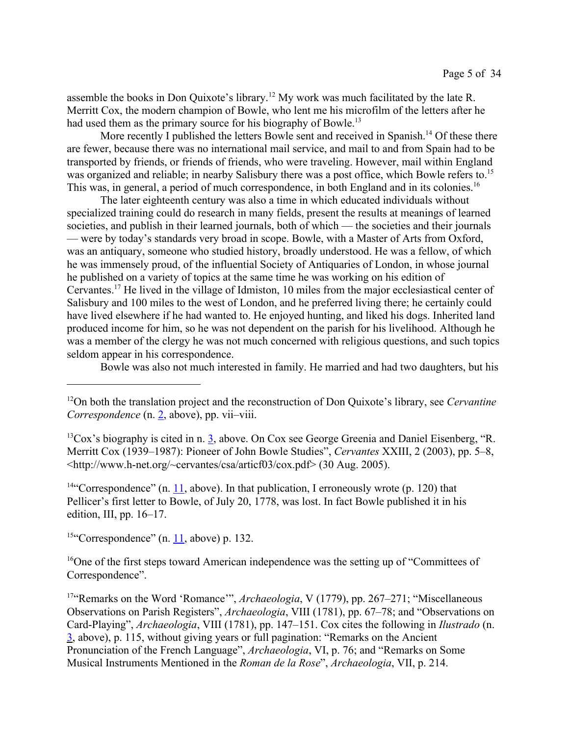assemble the books in Don Quixote's library.[12] My work was much facilitated by the late R. Merritt Cox, the modern champion of Bowle, who lent me his microfilm of the letters after he had used them as the primary source for his biography of Bowle.[13]

More recently I published the letters Bowle sent and received in Spanish.[14] Of these there are fewer, because there was no international mail service, and mail to and from Spain had to be transported by friends, or friends of friends, who were traveling. However, mail within England was organized and reliable; in nearby Salisbury there was a post office, which Bowle refers to.[15] This was, in general, a period of much correspondence, in both England and in its colonies.[16]

The later eighteenth century was also a time in which educated individuals without specialized training could do research in many fields, present the results at meanings of learned societies, and publish in their learned journals, both of which — the societies and their journals — were by today's standards very broad in scope. Bowle, with a Master of Arts from Oxford, was an antiquary, someone who studied history, broadly understood. He was a fellow, of which he was immensely proud, of the influential Society of Antiquaries of London, in whose journal he published on a variety of topics at the same time he was working on his edition of Cervantes.[17] He lived in the village of Idmiston, 10 miles from the major ecclesiastical center of Salisbury and 100 miles to the west of London, and he preferred living there; he certainly could have lived elsewhere if he had wanted to. He enjoyed hunting, and liked his dogs. Inherited land produced income for him, so he was not dependent on the parish for his livelihood. Although he was a member of the clergy he was not much concerned with religious questions, and such topics seldom appear in his correspondence.

Bowle was also not much interested in family. He married and had two daughters, but his

---

[12]On both the translation project and the reconstruction of Don Quixote's library, see *Cervantine Correspondence* (n. 2, above), pp. vii–viii.

[13]Cox's biography is cited in n. 3, above. On Cox see George Greenia and Daniel Eisenberg, "R. Merritt Cox (1939–1987): Pioneer of John Bowle Studies", *Cervantes* XXIII, 2 (2003), pp. 5–8, <http://www.h-net.org/~cervantes/csa/articf03/cox.pdf> (30 Aug. 2005).

[14]"Correspondence" (n. 11, above). In that publication, I erroneously wrote (p. 120) that Pellicer's first letter to Bowle, of July 20, 1778, was lost. In fact Bowle published it in his edition, III, pp. 16–17.

[15]"Correspondence" (n. 11, above) p. 132.

[16]One of the first steps toward American independence was the setting up of "Committees of Correspondence".

[17]"Remarks on the Word 'Romance'", *Archaeologia*, V (1779), pp. 267–271; "Miscellaneous Observations on Parish Registers", *Archaeologia*, VIII (1781), pp. 67–78; and "Observations on Card-Playing", *Archaeologia*, VIII (1781), pp. 147–151. Cox cites the following in *Ilustrado* (n. 3, above), p. 115, without giving years or full pagination: "Remarks on the Ancient Pronunciation of the French Language", *Archaeologia*, VI, p. 76; and "Remarks on Some Musical Instruments Mentioned in the *Roman de la Rose*", *Archaeologia*, VII, p. 214.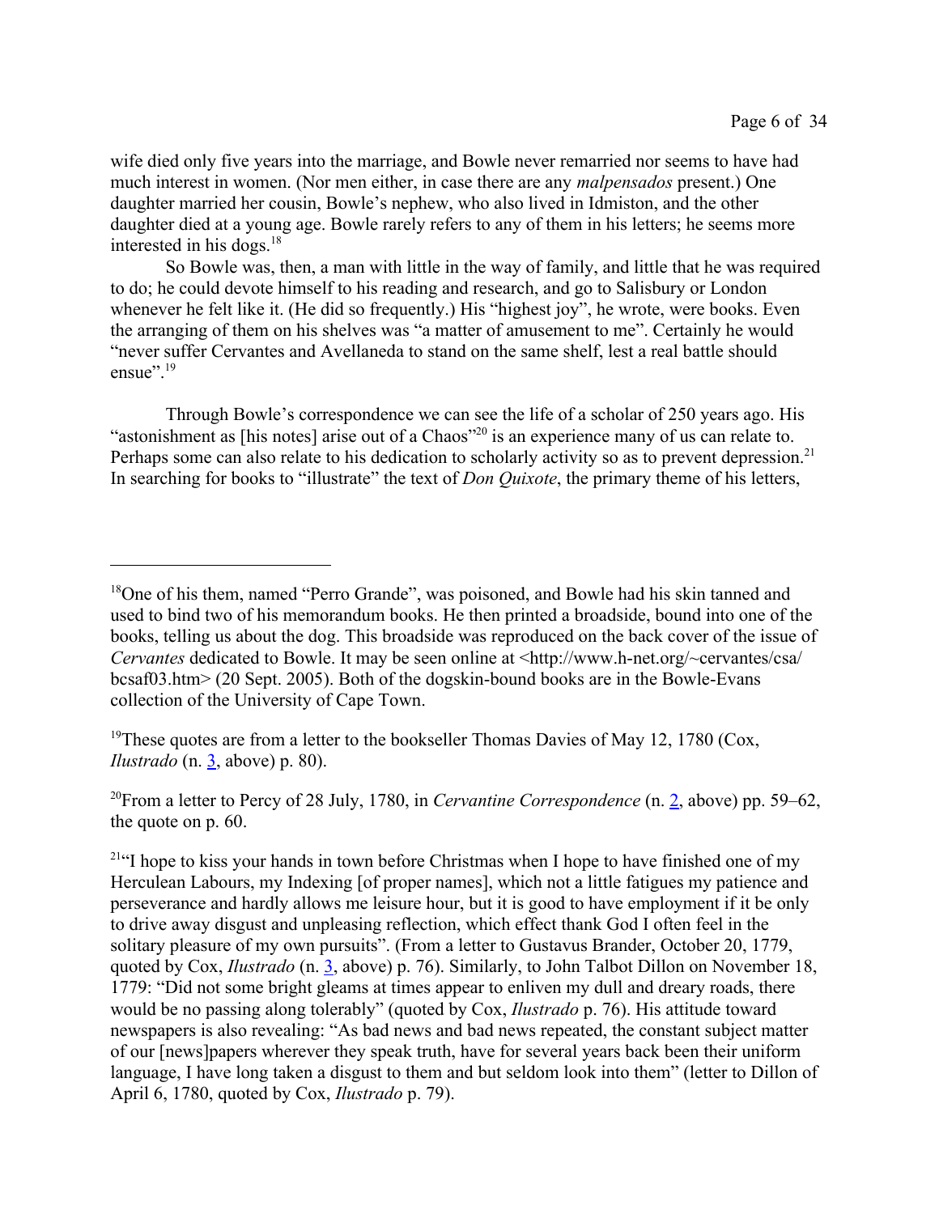wife died only five years into the marriage, and Bowle never remarried nor seems to have had much interest in women. (Nor men either, in case there are any *malpensados* present.) One daughter married her cousin, Bowle's nephew, who also lived in Idmiston, and the other daughter died at a young age. Bowle rarely refers to any of them in his letters; he seems more interested in his dogs.[18]

So Bowle was, then, a man with little in the way of family, and little that he was required to do; he could devote himself to his reading and research, and go to Salisbury or London whenever he felt like it. (He did so frequently.) His "highest joy", he wrote, were books. Even the arranging of them on his shelves was "a matter of amusement to me". Certainly he would "never suffer Cervantes and Avellaneda to stand on the same shelf, lest a real battle should ensue".[19]

Through Bowle's correspondence we can see the life of a scholar of 250 years ago. His "astonishment as [his notes] arise out of a Chaos"[20] is an experience many of us can relate to. Perhaps some can also relate to his dedication to scholarly activity so as to prevent depression.[21] In searching for books to "illustrate" the text of *Don Quixote*, the primary theme of his letters,

---

[18]One of his them, named "Perro Grande", was poisoned, and Bowle had his skin tanned and used to bind two of his memorandum books. He then printed a broadside, bound into one of the books, telling us about the dog. This broadside was reproduced on the back cover of the issue of *Cervantes* dedicated to Bowle. It may be seen online at <http://www.h-net.org/~cervantes/csa/bcsaf03.htm> (20 Sept. 2005). Both of the dogskin-bound books are in the Bowle-Evans collection of the University of Cape Town.

[19]These quotes are from a letter to the bookseller Thomas Davies of May 12, 1780 (Cox, *Ilustrado* (n. 3, above) p. 80).

[20]From a letter to Percy of 28 July, 1780, in *Cervantine Correspondence* (n. 2, above) pp. 59–62, the quote on p. 60.

[21]"I hope to kiss your hands in town before Christmas when I hope to have finished one of my Herculean Labours, my Indexing [of proper names], which not a little fatigues my patience and perseverance and hardly allows me leisure hour, but it is good to have employment if it be only to drive away disgust and unpleasing reflection, which effect thank God I often feel in the solitary pleasure of my own pursuits". (From a letter to Gustavus Brander, October 20, 1779, quoted by Cox, *Ilustrado* (n. 3, above) p. 76). Similarly, to John Talbot Dillon on November 18, 1779: "Did not some bright gleams at times appear to enliven my dull and dreary roads, there would be no passing along tolerably" (quoted by Cox, *Ilustrado* p. 76). His attitude toward newspapers is also revealing: "As bad news and bad news repeated, the constant subject matter of our [news]papers wherever they speak truth, have for several years back been their uniform language, I have long taken a disgust to them and but seldom look into them" (letter to Dillon of April 6, 1780, quoted by Cox, *Ilustrado* p. 79).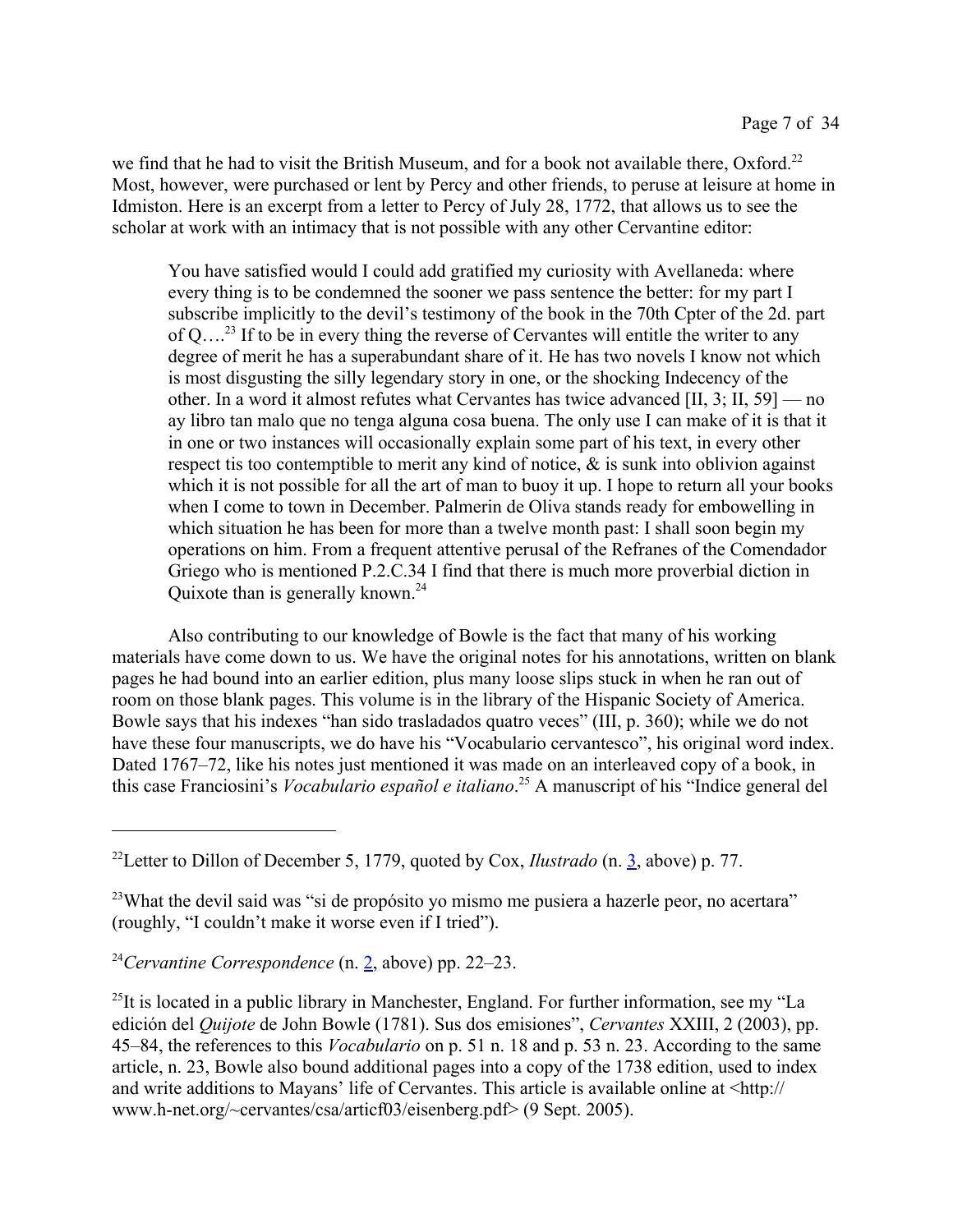we find that he had to visit the British Museum, and for a book not available there, Oxford.[22] Most, however, were purchased or lent by Percy and other friends, to peruse at leisure at home in Idmiston. Here is an excerpt from a letter to Percy of July 28, 1772, that allows us to see the scholar at work with an intimacy that is not possible with any other Cervantine editor:

> You have satisfied would I could add gratified my curiosity with Avellaneda: where every thing is to be condemned the sooner we pass sentence the better: for my part I subscribe implicitly to the devil's testimony of the book in the 70th Cpter of the 2d. part of Q….[23] If to be in every thing the reverse of Cervantes will entitle the writer to any degree of merit he has a superabundant share of it. He has two novels I know not which is most disgusting the silly legendary story in one, or the shocking Indecency of the other. In a word it almost refutes what Cervantes has twice advanced [II, 3; II, 59] — no ay libro tan malo que no tenga alguna cosa buena. The only use I can make of it is that it in one or two instances will occasionally explain some part of his text, in every other respect tis too contemptible to merit any kind of notice, & is sunk into oblivion against which it is not possible for all the art of man to buoy it up. I hope to return all your books when I come to town in December. Palmerin de Oliva stands ready for embowelling in which situation he has been for more than a twelve month past: I shall soon begin my operations on him. From a frequent attentive perusal of the Refranes of the Comendador Griego who is mentioned P.2.C.34 I find that there is much more proverbial diction in Quixote than is generally known.[24]

Also contributing to our knowledge of Bowle is the fact that many of his working materials have come down to us. We have the original notes for his annotations, written on blank pages he had bound into an earlier edition, plus many loose slips stuck in when he ran out of room on those blank pages. This volume is in the library of the Hispanic Society of America. Bowle says that his indexes "han sido trasladados quatro veces" (III, p. 360); while we do not have these four manuscripts, we do have his "Vocabulario cervantesco", his original word index. Dated 1767–72, like his notes just mentioned it was made on an interleaved copy of a book, in this case Franciosini's *Vocabulario español e italiano*.[25] A manuscript of his "Indice general del

---

[22] Letter to Dillon of December 5, 1779, quoted by Cox, *Ilustrado* (n. 3, above) p. 77.

[23] What the devil said was "si de propósito yo mismo me pusiera a hazerle peor, no acertara" (roughly, "I couldn't make it worse even if I tried").

[24] *Cervantine Correspondence* (n. 2, above) pp. 22–23.

[25] It is located in a public library in Manchester, England. For further information, see my "La edición del *Quijote* de John Bowle (1781). Sus dos emisiones", *Cervantes* XXIII, 2 (2003), pp. 45–84, the references to this *Vocabulario* on p. 51 n. 18 and p. 53 n. 23. According to the same article, n. 23, Bowle also bound additional pages into a copy of the 1738 edition, used to index and write additions to Mayans' life of Cervantes. This article is available online at <http://www.h-net.org/~cervantes/csa/articf03/eisenberg.pdf> (9 Sept. 2005).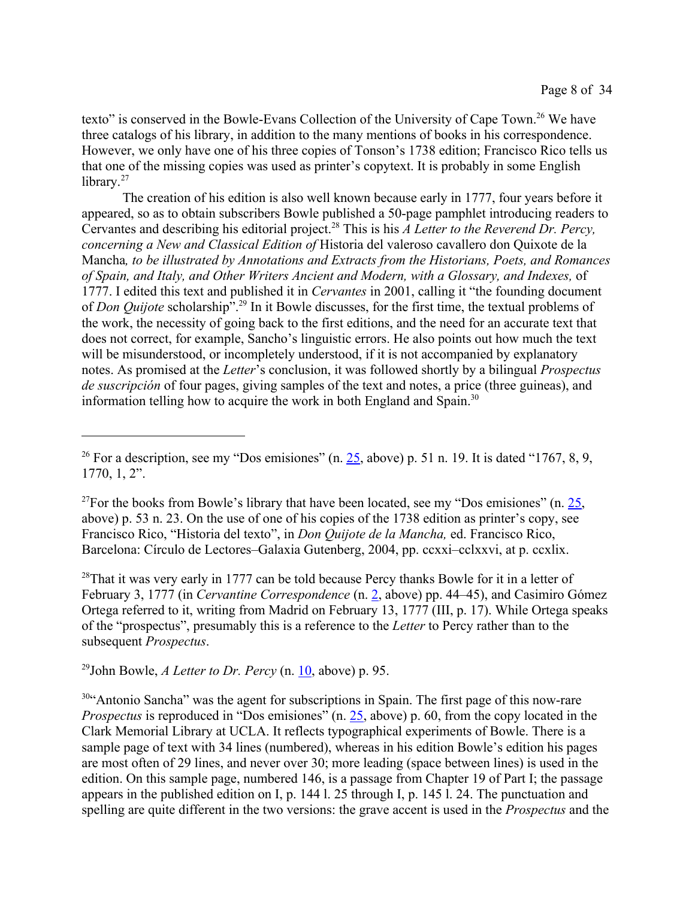texto" is conserved in the Bowle-Evans Collection of the University of Cape Town.[26] We have three catalogs of his library, in addition to the many mentions of books in his correspondence. However, we only have one of his three copies of Tonson's 1738 edition; Francisco Rico tells us that one of the missing copies was used as printer's copytext. It is probably in some English library.[27]

The creation of his edition is also well known because early in 1777, four years before it appeared, so as to obtain subscribers Bowle published a 50-page pamphlet introducing readers to Cervantes and describing his editorial project.[28] This is his *A Letter to the Reverend Dr. Percy, concerning a New and Classical Edition of* Historia del valeroso cavallero don Quixote de la Mancha*, to be illustrated by Annotations and Extracts from the Historians, Poets, and Romances of Spain, and Italy, and Other Writers Ancient and Modern, with a Glossary, and Indexes,* of 1777. I edited this text and published it in *Cervantes* in 2001, calling it "the founding document of *Don Quijote* scholarship".[29] In it Bowle discusses, for the first time, the textual problems of the work, the necessity of going back to the first editions, and the need for an accurate text that does not correct, for example, Sancho's linguistic errors. He also points out how much the text will be misunderstood, or incompletely understood, if it is not accompanied by explanatory notes. As promised at the *Letter*'s conclusion, it was followed shortly by a bilingual *Prospectus de suscripción* of four pages, giving samples of the text and notes, a price (three guineas), and information telling how to acquire the work in both England and Spain.[30]

---

[26] For a description, see my "Dos emisiones" (n. 25, above) p. 51 n. 19. It is dated "1767, 8, 9, 1770, 1, 2".

[27] For the books from Bowle's library that have been located, see my "Dos emisiones" (n. 25, above) p. 53 n. 23. On the use of one of his copies of the 1738 edition as printer's copy, see Francisco Rico, "Historia del texto", in *Don Quijote de la Mancha,* ed. Francisco Rico, Barcelona: Círculo de Lectores–Galaxia Gutenberg, 2004, pp. ccxxi–cclxxvi, at p. ccxlix.

[28] That it was very early in 1777 can be told because Percy thanks Bowle for it in a letter of February 3, 1777 (in *Cervantine Correspondence* (n. 2, above) pp. 44–45), and Casimiro Gómez Ortega referred to it, writing from Madrid on February 13, 1777 (III, p. 17). While Ortega speaks of the "prospectus", presumably this is a reference to the *Letter* to Percy rather than to the subsequent *Prospectus*.

[29] John Bowle, *A Letter to Dr. Percy* (n. 10, above) p. 95.

[30] "Antonio Sancha" was the agent for subscriptions in Spain. The first page of this now-rare *Prospectus* is reproduced in "Dos emisiones" (n. 25, above) p. 60, from the copy located in the Clark Memorial Library at UCLA. It reflects typographical experiments of Bowle. There is a sample page of text with 34 lines (numbered), whereas in his edition Bowle's edition his pages are most often of 29 lines, and never over 30; more leading (space between lines) is used in the edition. On this sample page, numbered 146, is a passage from Chapter 19 of Part I; the passage appears in the published edition on I, p. 144 l. 25 through I, p. 145 l. 24. The punctuation and spelling are quite different in the two versions: the grave accent is used in the *Prospectus* and the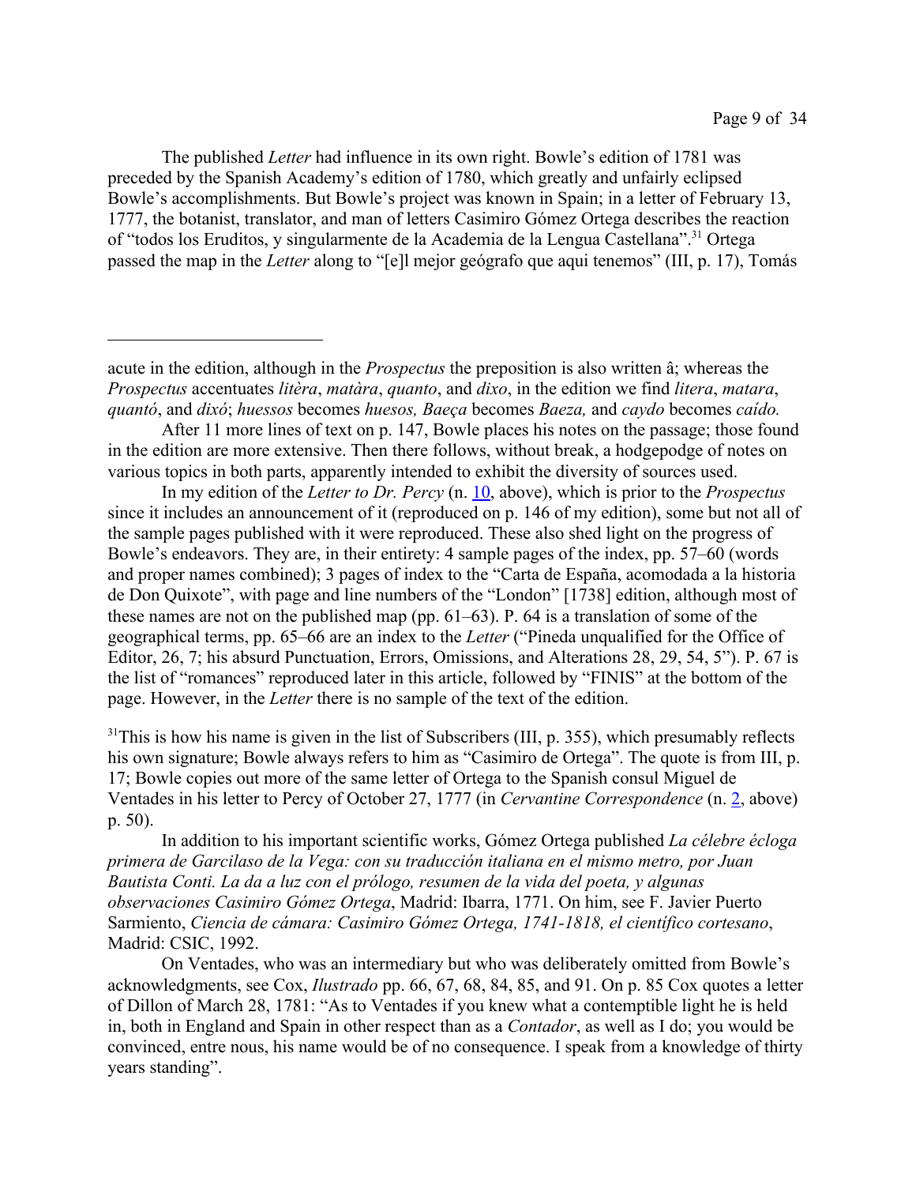The published *Letter* had influence in its own right. Bowle's edition of 1781 was preceded by the Spanish Academy's edition of 1780, which greatly and unfairly eclipsed Bowle's accomplishments. But Bowle's project was known in Spain; in a letter of February 13, 1777, the botanist, translator, and man of letters Casimiro Gómez Ortega describes the reaction of "todos los Eruditos, y singularmente de la Academia de la Lengua Castellana".[31] Ortega passed the map in the *Letter* along to "[e]l mejor geógrafo que aqui tenemos" (III, p. 17), Tomás

---

acute in the edition, although in the *Prospectus* the preposition is also written â; whereas the *Prospectus* accentuates *litèra*, *matàra*, *quanto*, and *dixo*, in the edition we find *litera*, *matara*, *quantó*, and *dixó*; *huessos* becomes *huesos, Baeça* becomes *Baeza,* and *caydo* becomes *caído.*

After 11 more lines of text on p. 147, Bowle places his notes on the passage; those found in the edition are more extensive. Then there follows, without break, a hodgepodge of notes on various topics in both parts, apparently intended to exhibit the diversity of sources used.

In my edition of the *Letter to Dr. Percy* (n. 10, above), which is prior to the *Prospectus* since it includes an announcement of it (reproduced on p. 146 of my edition), some but not all of the sample pages published with it were reproduced. These also shed light on the progress of Bowle's endeavors. They are, in their entirety: 4 sample pages of the index, pp. 57–60 (words and proper names combined); 3 pages of index to the "Carta de España, acomodada a la historia de Don Quixote", with page and line numbers of the "London" [1738] edition, although most of these names are not on the published map (pp. 61–63). P. 64 is a translation of some of the geographical terms, pp. 65–66 are an index to the *Letter* ("Pineda unqualified for the Office of Editor, 26, 7; his absurd Punctuation, Errors, Omissions, and Alterations 28, 29, 54, 5"). P. 67 is the list of "romances" reproduced later in this article, followed by "FINIS" at the bottom of the page. However, in the *Letter* there is no sample of the text of the edition.

[31]This is how his name is given in the list of Subscribers (III, p. 355), which presumably reflects his own signature; Bowle always refers to him as "Casimiro de Ortega". The quote is from III, p. 17; Bowle copies out more of the same letter of Ortega to the Spanish consul Miguel de Ventades in his letter to Percy of October 27, 1777 (in *Cervantine Correspondence* (n. 2, above) p. 50).

In addition to his important scientific works, Gómez Ortega published *La célebre écloga primera de Garcilaso de la Vega: con su traducción italiana en el mismo metro, por Juan Bautista Conti. La da a luz con el prólogo, resumen de la vida del poeta, y algunas observaciones Casimiro Gómez Ortega*, Madrid: Ibarra, 1771. On him, see F. Javier Puerto Sarmiento, *Ciencia de cámara: Casimiro Gómez Ortega, 1741-1818, el científico cortesano*, Madrid: CSIC, 1992.

On Ventades, who was an intermediary but who was deliberately omitted from Bowle's acknowledgments, see Cox, *Ilustrado* pp. 66, 67, 68, 84, 85, and 91. On p. 85 Cox quotes a letter of Dillon of March 28, 1781: "As to Ventades if you knew what a contemptible light he is held in, both in England and Spain in other respect than as a *Contador*, as well as I do; you would be convinced, entre nous, his name would be of no consequence. I speak from a knowledge of thirty years standing".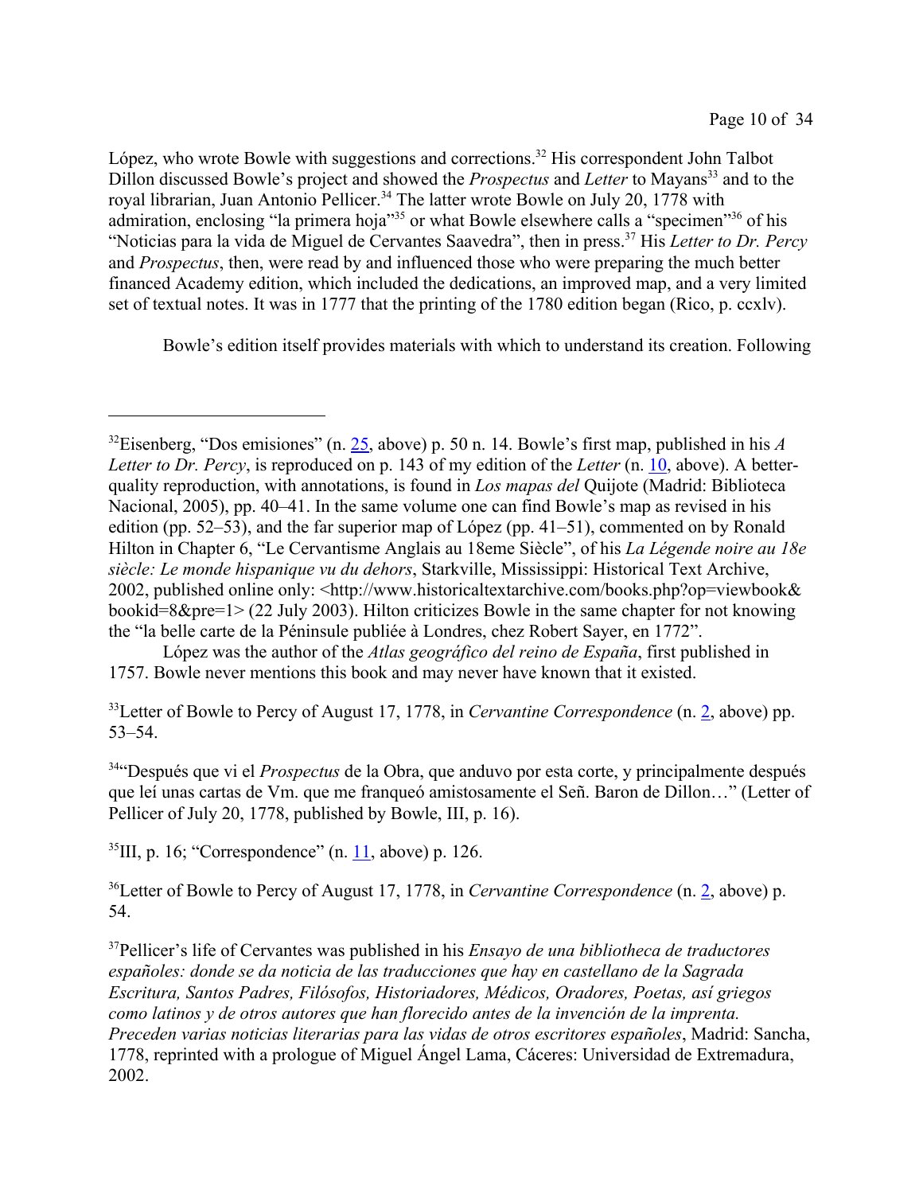López, who wrote Bowle with suggestions and corrections.[32] His correspondent John Talbot Dillon discussed Bowle's project and showed the *Prospectus* and *Letter* to Mayans[33] and to the royal librarian, Juan Antonio Pellicer.[34] The latter wrote Bowle on July 20, 1778 with admiration, enclosing "la primera hoja"[35] or what Bowle elsewhere calls a "specimen"[36] of his "Noticias para la vida de Miguel de Cervantes Saavedra", then in press.[37] His *Letter to Dr. Percy* and *Prospectus*, then, were read by and influenced those who were preparing the much better financed Academy edition, which included the dedications, an improved map, and a very limited set of textual notes. It was in 1777 that the printing of the 1780 edition began (Rico, p. ccxlv).

Bowle's edition itself provides materials with which to understand its creation. Following

---

[32]Eisenberg, "Dos emisiones" (n. 25, above) p. 50 n. 14. Bowle's first map, published in his *A Letter to Dr. Percy*, is reproduced on p. 143 of my edition of the *Letter* (n. 10, above). A better-quality reproduction, with annotations, is found in *Los mapas del* Quijote (Madrid: Biblioteca Nacional, 2005), pp. 40–41. In the same volume one can find Bowle's map as revised in his edition (pp. 52–53), and the far superior map of López (pp. 41–51), commented on by Ronald Hilton in Chapter 6, "Le Cervantisme Anglais au 18eme Siècle", of his *La Légende noire au 18e siècle: Le monde hispanique vu du dehors*, Starkville, Mississippi: Historical Text Archive, 2002, published online only: <http://www.historicaltextarchive.com/books.php?op=viewbook&bookid=8&pre=1> (22 July 2003). Hilton criticizes Bowle in the same chapter for not knowing the "la belle carte de la Péninsule publiée à Londres, chez Robert Sayer, en 1772".

López was the author of the *Atlas geográfico del reino de España*, first published in 1757. Bowle never mentions this book and may never have known that it existed.

[33]Letter of Bowle to Percy of August 17, 1778, in *Cervantine Correspondence* (n. 2, above) pp. 53–54.

[34]"Después que vi el *Prospectus* de la Obra, que anduvo por esta corte, y principalmente después que leí unas cartas de Vm. que me franqueó amistosamente el Señ. Baron de Dillon…" (Letter of Pellicer of July 20, 1778, published by Bowle, III, p. 16).

[35]III, p. 16; "Correspondence" (n. 11, above) p. 126.

[36]Letter of Bowle to Percy of August 17, 1778, in *Cervantine Correspondence* (n. 2, above) p. 54.

[37]Pellicer's life of Cervantes was published in his *Ensayo de una bibliotheca de traductores españoles: donde se da noticia de las traducciones que hay en castellano de la Sagrada Escritura, Santos Padres, Filósofos, Historiadores, Médicos, Oradores, Poetas, así griegos como latinos y de otros autores que han florecido antes de la invención de la imprenta. Preceden varias noticias literarias para las vidas de otros escritores españoles*, Madrid: Sancha, 1778, reprinted with a prologue of Miguel Ángel Lama, Cáceres: Universidad de Extremadura, 2002.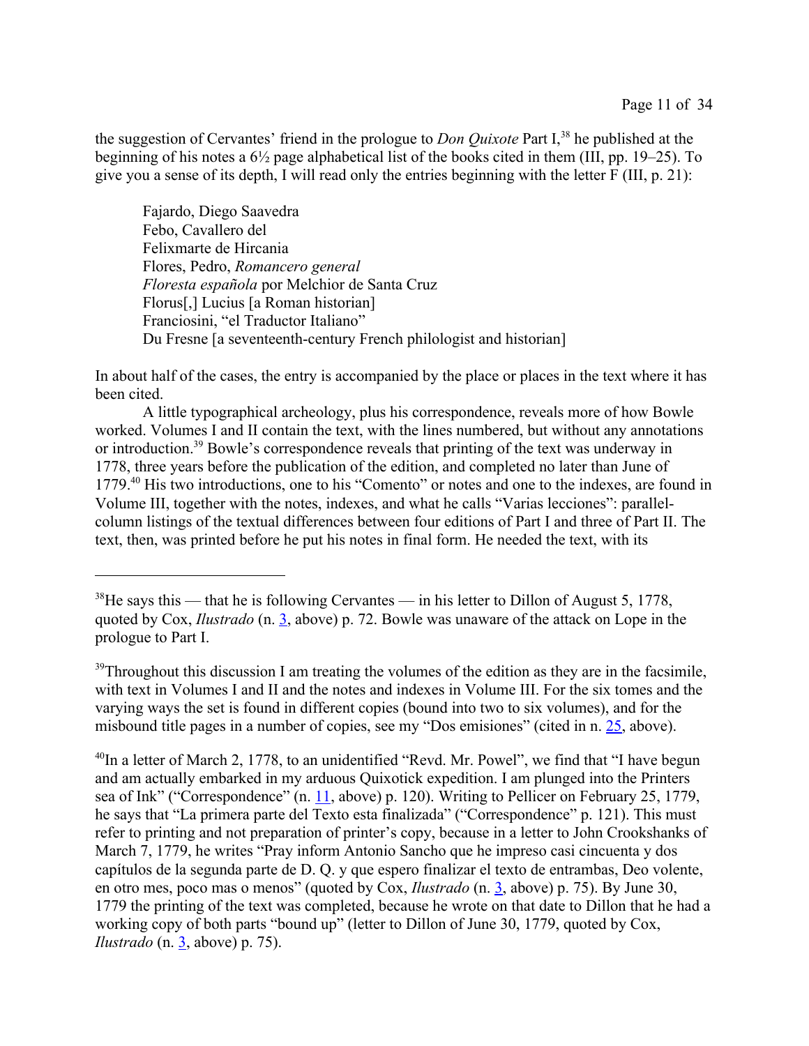the suggestion of Cervantes' friend in the prologue to *Don Quixote* Part I,[38] he published at the beginning of his notes a 6½ page alphabetical list of the books cited in them (III, pp. 19–25). To give you a sense of its depth, I will read only the entries beginning with the letter F (III, p. 21):

> Fajardo, Diego Saavedra
> Febo, Cavallero del
> Felixmarte de Hircania
> Flores, Pedro, *Romancero general*
> *Floresta española* por Melchior de Santa Cruz
> Florus[,] Lucius [a Roman historian]
> Franciosini, "el Traductor Italiano"
> Du Fresne [a seventeenth-century French philologist and historian]

In about half of the cases, the entry is accompanied by the place or places in the text where it has been cited.

A little typographical archeology, plus his correspondence, reveals more of how Bowle worked. Volumes I and II contain the text, with the lines numbered, but without any annotations or introduction.[39] Bowle's correspondence reveals that printing of the text was underway in 1778, three years before the publication of the edition, and completed no later than June of 1779.[40] His two introductions, one to his "Comento" or notes and one to the indexes, are found in Volume III, together with the notes, indexes, and what he calls "Varias lecciones": parallel-column listings of the textual differences between four editions of Part I and three of Part II. The text, then, was printed before he put his notes in final form. He needed the text, with its

---

[38]He says this — that he is following Cervantes — in his letter to Dillon of August 5, 1778, quoted by Cox, *Ilustrado* (n. 3, above) p. 72. Bowle was unaware of the attack on Lope in the prologue to Part I.

[39]Throughout this discussion I am treating the volumes of the edition as they are in the facsimile, with text in Volumes I and II and the notes and indexes in Volume III. For the six tomes and the varying ways the set is found in different copies (bound into two to six volumes), and for the misbound title pages in a number of copies, see my "Dos emisiones" (cited in n. 25, above).

[40]In a letter of March 2, 1778, to an unidentified "Revd. Mr. Powel", we find that "I have begun and am actually embarked in my arduous Quixotick expedition. I am plunged into the Printers sea of Ink" ("Correspondence" (n. 11, above) p. 120). Writing to Pellicer on February 25, 1779, he says that "La primera parte del Texto esta finalizada" ("Correspondence" p. 121). This must refer to printing and not preparation of printer's copy, because in a letter to John Crookshanks of March 7, 1779, he writes "Pray inform Antonio Sancho que he impreso casi cincuenta y dos capítulos de la segunda parte de D. Q. y que espero finalizar el texto de entrambas, Deo volente, en otro mes, poco mas o menos" (quoted by Cox, *Ilustrado* (n. 3, above) p. 75). By June 30, 1779 the printing of the text was completed, because he wrote on that date to Dillon that he had a working copy of both parts "bound up" (letter to Dillon of June 30, 1779, quoted by Cox, *Ilustrado* (n. 3, above) p. 75).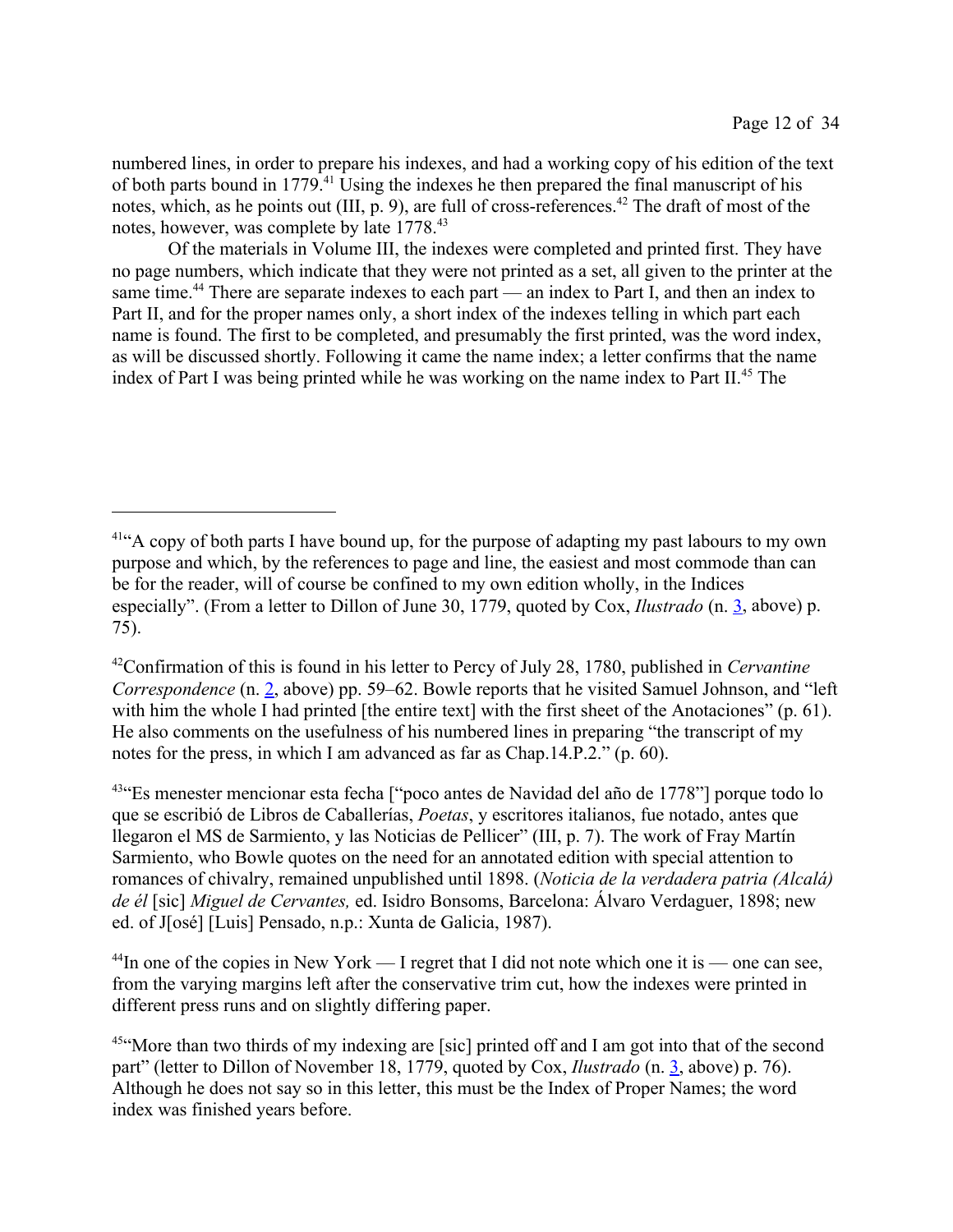numbered lines, in order to prepare his indexes, and had a working copy of his edition of the text of both parts bound in 1779.[41] Using the indexes he then prepared the final manuscript of his notes, which, as he points out (III, p. 9), are full of cross-references.[42] The draft of most of the notes, however, was complete by late 1778.[43]

Of the materials in Volume III, the indexes were completed and printed first. They have no page numbers, which indicate that they were not printed as a set, all given to the printer at the same time.[44] There are separate indexes to each part — an index to Part I, and then an index to Part II, and for the proper names only, a short index of the indexes telling in which part each name is found. The first to be completed, and presumably the first printed, was the word index, as will be discussed shortly. Following it came the name index; a letter confirms that the name index of Part I was being printed while he was working on the name index to Part II.[45] The

---

[41]"A copy of both parts I have bound up, for the purpose of adapting my past labours to my own purpose and which, by the references to page and line, the easiest and most commode than can be for the reader, will of course be confined to my own edition wholly, in the Indices especially". (From a letter to Dillon of June 30, 1779, quoted by Cox, *Ilustrado* (n. 3, above) p. 75).

[42]Confirmation of this is found in his letter to Percy of July 28, 1780, published in *Cervantine Correspondence* (n. 2, above) pp. 59–62. Bowle reports that he visited Samuel Johnson, and "left with him the whole I had printed [the entire text] with the first sheet of the Anotaciones" (p. 61). He also comments on the usefulness of his numbered lines in preparing "the transcript of my notes for the press, in which I am advanced as far as Chap.14.P.2." (p. 60).

[43]"Es menester mencionar esta fecha ["poco antes de Navidad del año de 1778"] porque todo lo que se escribió de Libros de Caballerías, *Poetas*, y escritores italianos, fue notado, antes que llegaron el MS de Sarmiento, y las Noticias de Pellicer" (III, p. 7). The work of Fray Martín Sarmiento, who Bowle quotes on the need for an annotated edition with special attention to romances of chivalry, remained unpublished until 1898. (*Noticia de la verdadera patria (Alcalá) de él* [sic] *Miguel de Cervantes,* ed. Isidro Bonsoms, Barcelona: Álvaro Verdaguer, 1898; new ed. of J[osé] [Luis] Pensado, n.p.: Xunta de Galicia, 1987).

[44]In one of the copies in New York — I regret that I did not note which one it is — one can see, from the varying margins left after the conservative trim cut, how the indexes were printed in different press runs and on slightly differing paper.

[45]"More than two thirds of my indexing are [sic] printed off and I am got into that of the second part" (letter to Dillon of November 18, 1779, quoted by Cox, *Ilustrado* (n. 3, above) p. 76). Although he does not say so in this letter, this must be the Index of Proper Names; the word index was finished years before.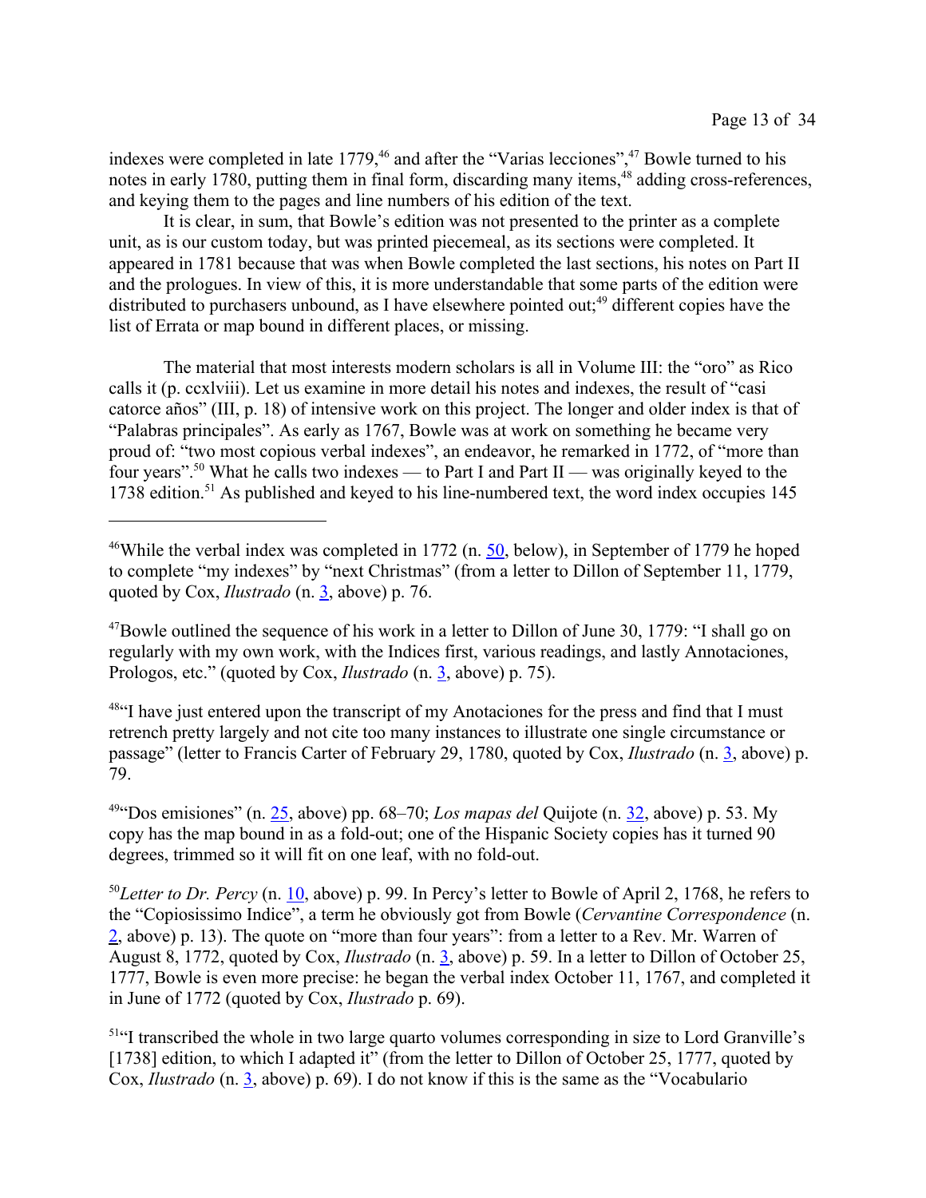indexes were completed in late 1779,[46] and after the "Varias lecciones",[47] Bowle turned to his notes in early 1780, putting them in final form, discarding many items,[48] adding cross-references, and keying them to the pages and line numbers of his edition of the text.

It is clear, in sum, that Bowle's edition was not presented to the printer as a complete unit, as is our custom today, but was printed piecemeal, as its sections were completed. It appeared in 1781 because that was when Bowle completed the last sections, his notes on Part II and the prologues. In view of this, it is more understandable that some parts of the edition were distributed to purchasers unbound, as I have elsewhere pointed out;[49] different copies have the list of Errata or map bound in different places, or missing.

The material that most interests modern scholars is all in Volume III: the "oro" as Rico calls it (p. ccxlviii). Let us examine in more detail his notes and indexes, the result of "casi catorce años" (III, p. 18) of intensive work on this project. The longer and older index is that of "Palabras principales". As early as 1767, Bowle was at work on something he became very proud of: "two most copious verbal indexes", an endeavor, he remarked in 1772, of "more than four years".[50] What he calls two indexes — to Part I and Part II — was originally keyed to the 1738 edition.[51] As published and keyed to his line-numbered text, the word index occupies 145

---

[46]While the verbal index was completed in 1772 (n. 50, below), in September of 1779 he hoped to complete "my indexes" by "next Christmas" (from a letter to Dillon of September 11, 1779, quoted by Cox, *Ilustrado* (n. 3, above) p. 76.

[47]Bowle outlined the sequence of his work in a letter to Dillon of June 30, 1779: "I shall go on regularly with my own work, with the Indices first, various readings, and lastly Annotaciones, Prologos, etc." (quoted by Cox, *Ilustrado* (n. 3, above) p. 75).

[48]"I have just entered upon the transcript of my Anotaciones for the press and find that I must retrench pretty largely and not cite too many instances to illustrate one single circumstance or passage" (letter to Francis Carter of February 29, 1780, quoted by Cox, *Ilustrado* (n. 3, above) p. 79.

[49]"Dos emisiones" (n. 25, above) pp. 68–70; *Los mapas del* Quijote (n. 32, above) p. 53. My copy has the map bound in as a fold-out; one of the Hispanic Society copies has it turned 90 degrees, trimmed so it will fit on one leaf, with no fold-out.

[50]*Letter to Dr. Percy* (n. 10, above) p. 99. In Percy's letter to Bowle of April 2, 1768, he refers to the "Copiosissimo Indice", a term he obviously got from Bowle (*Cervantine Correspondence* (n. 2, above) p. 13). The quote on "more than four years": from a letter to a Rev. Mr. Warren of August 8, 1772, quoted by Cox, *Ilustrado* (n. 3, above) p. 59. In a letter to Dillon of October 25, 1777, Bowle is even more precise: he began the verbal index October 11, 1767, and completed it in June of 1772 (quoted by Cox, *Ilustrado* p. 69).

[51]"I transcribed the whole in two large quarto volumes corresponding in size to Lord Granville's [1738] edition, to which I adapted it" (from the letter to Dillon of October 25, 1777, quoted by Cox, *Ilustrado* (n. 3, above) p. 69). I do not know if this is the same as the "Vocabulario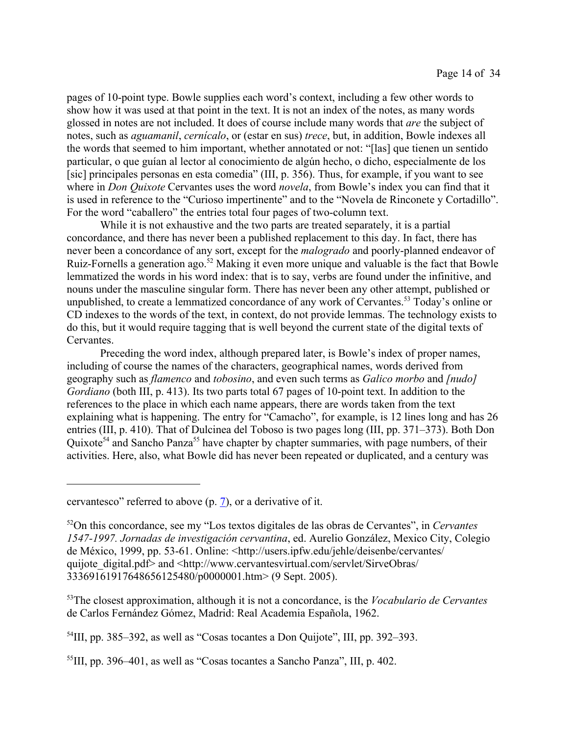pages of 10-point type. Bowle supplies each word's context, including a few other words to show how it was used at that point in the text. It is not an index of the notes, as many words glossed in notes are not included. It does of course include many words that *are* the subject of notes, such as *aguamanil*, *cernícalo*, or (estar en sus) *trece*, but, in addition, Bowle indexes all the words that seemed to him important, whether annotated or not: "[las] que tienen un sentido particular, o que guían al lector al conocimiento de algún hecho, o dicho, especialmente de los [sic] principales personas en esta comedia" (III, p. 356). Thus, for example, if you want to see where in *Don Quixote* Cervantes uses the word *novela*, from Bowle's index you can find that it is used in reference to the "Curioso impertinente" and to the "Novela de Rinconete y Cortadillo". For the word "caballero" the entries total four pages of two-column text.

While it is not exhaustive and the two parts are treated separately, it is a partial concordance, and there has never been a published replacement to this day. In fact, there has never been a concordance of any sort, except for the *malogrado* and poorly-planned endeavor of Ruiz-Fornells a generation ago.[52] Making it even more unique and valuable is the fact that Bowle lemmatized the words in his word index: that is to say, verbs are found under the infinitive, and nouns under the masculine singular form. There has never been any other attempt, published or unpublished, to create a lemmatized concordance of any work of Cervantes.[53] Today's online or CD indexes to the words of the text, in context, do not provide lemmas. The technology exists to do this, but it would require tagging that is well beyond the current state of the digital texts of Cervantes.

Preceding the word index, although prepared later, is Bowle's index of proper names, including of course the names of the characters, geographical names, words derived from geography such as *flamenco* and *tobosino*, and even such terms as *Galico morbo* and *[nudo] Gordiano* (both III, p. 413). Its two parts total 67 pages of 10-point text. In addition to the references to the place in which each name appears, there are words taken from the text explaining what is happening. The entry for "Camacho", for example, is 12 lines long and has 26 entries (III, p. 410). That of Dulcinea del Toboso is two pages long (III, pp. 371–373). Both Don Quixote[54] and Sancho Panza[55] have chapter by chapter summaries, with page numbers, of their activities. Here, also, what Bowle did has never been repeated or duplicated, and a century was

---

cervantesco" referred to above (p. 7), or a derivative of it.

[52]On this concordance, see my "Los textos digitales de las obras de Cervantes", in *Cervantes 1547-1997. Jornadas de investigación cervantina*, ed. Aurelio González, Mexico City, Colegio de México, 1999, pp. 53-61. Online: <http://users.ipfw.edu/jehle/deisenbe/cervantes/quijote_digital.pdf> and <http://www.cervantesvirtual.com/servlet/SirveObras/33369161917648656125480/p0000001.htm> (9 Sept. 2005).

[53]The closest approximation, although it is not a concordance, is the *Vocabulario de Cervantes* de Carlos Fernández Gómez, Madrid: Real Academia Española, 1962.

[54]III, pp. 385–392, as well as "Cosas tocantes a Don Quijote", III, pp. 392–393.

[55]III, pp. 396–401, as well as "Cosas tocantes a Sancho Panza", III, p. 402.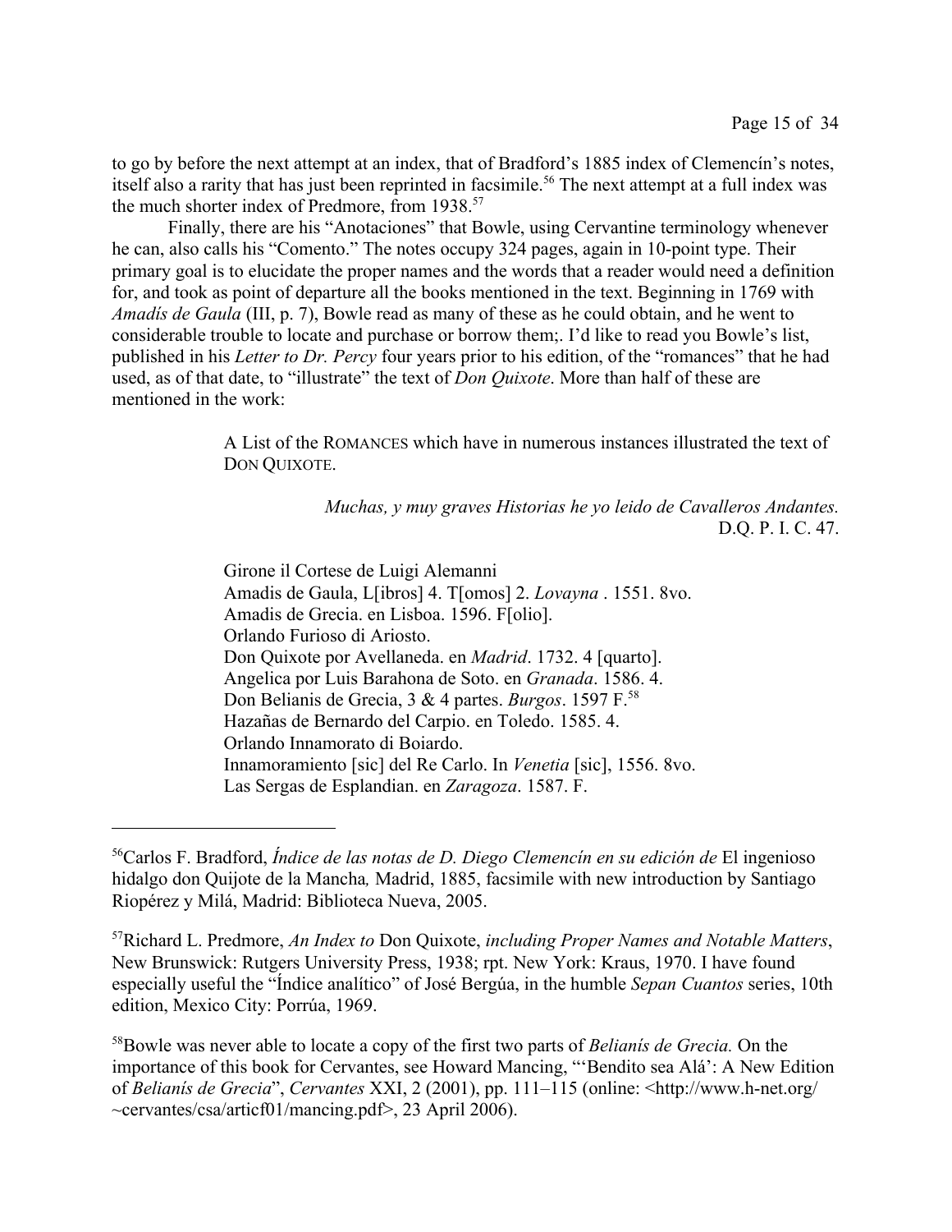to go by before the next attempt at an index, that of Bradford's 1885 index of Clemencín's notes, itself also a rarity that has just been reprinted in facsimile.[56] The next attempt at a full index was the much shorter index of Predmore, from 1938.[57]

Finally, there are his "Anotaciones" that Bowle, using Cervantine terminology whenever he can, also calls his "Comento." The notes occupy 324 pages, again in 10-point type. Their primary goal is to elucidate the proper names and the words that a reader would need a definition for, and took as point of departure all the books mentioned in the text. Beginning in 1769 with *Amadís de Gaula* (III, p. 7), Bowle read as many of these as he could obtain, and he went to considerable trouble to locate and purchase or borrow them;. I'd like to read you Bowle's list, published in his *Letter to Dr. Percy* four years prior to his edition, of the "romances" that he had used, as of that date, to "illustrate" the text of *Don Quixote*. More than half of these are mentioned in the work:

> A List of the ROMANCES which have in numerous instances illustrated the text of DON QUIXOTE.
>
> *Muchas, y muy graves Historias he yo leido de Cavalleros Andantes.*
> D.Q. P. I. C. 47.
>
> Girone il Cortese de Luigi Alemanni
> Amadis de Gaula, L[ibros] 4. T[omos] 2. *Lovayna* . 1551. 8vo.
> Amadis de Grecia. en Lisboa. 1596. F[olio].
> Orlando Furioso di Ariosto.
> Don Quixote por Avellaneda. en *Madrid*. 1732. 4 [quarto].
> Angelica por Luis Barahona de Soto. en *Granada*. 1586. 4.
> Don Belianis de Grecia, 3 & 4 partes. *Burgos*. 1597 F.[58]
> Hazañas de Bernardo del Carpio. en Toledo. 1585. 4.
> Orlando Innamorato di Boiardo.
> Innamoramiento [sic] del Re Carlo. In *Venetia* [sic], 1556. 8vo.
> Las Sergas de Esplandian. en *Zaragoza*. 1587. F.

---

[56]Carlos F. Bradford, *Índice de las notas de D. Diego Clemencín en su edición de* El ingenioso hidalgo don Quijote de la Mancha*,* Madrid, 1885, facsimile with new introduction by Santiago Riopérez y Milá, Madrid: Biblioteca Nueva, 2005.

[57]Richard L. Predmore, *An Index to* Don Quixote, *including Proper Names and Notable Matters*, New Brunswick: Rutgers University Press, 1938; rpt. New York: Kraus, 1970. I have found especially useful the "Índice analítico" of José Bergúa, in the humble *Sepan Cuantos* series, 10th edition, Mexico City: Porrúa, 1969.

[58]Bowle was never able to locate a copy of the first two parts of *Belianís de Grecia.* On the importance of this book for Cervantes, see Howard Mancing, "'Bendito sea Alá': A New Edition of *Belianís de Grecia*", *Cervantes* XXI, 2 (2001), pp. 111–115 (online: <http://www.h-net.org/~cervantes/csa/articf01/mancing.pdf>, 23 April 2006).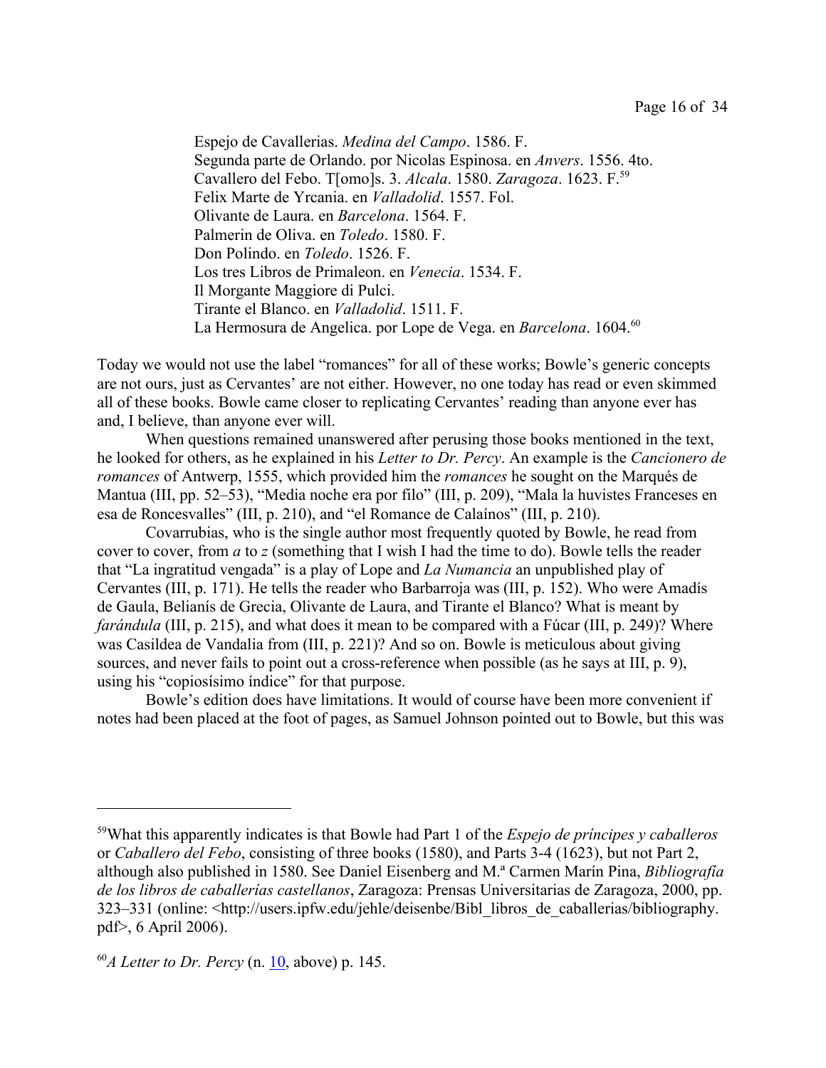Espejo de Cavallerias. *Medina del Campo*. 1586. F.
Segunda parte de Orlando. por Nicolas Espinosa. en *Anvers*. 1556. 4to.
Cavallero del Febo. T[omo]s. 3. *Alcala*. 1580. *Zaragoza*. 1623. F.[59]
Felix Marte de Yrcania. en *Valladolid*. 1557. Fol.
Olivante de Laura. en *Barcelona*. 1564. F.
Palmerin de Oliva. en *Toledo*. 1580. F.
Don Polindo. en *Toledo*. 1526. F.
Los tres Libros de Primaleon. en *Venecia*. 1534. F.
Il Morgante Maggiore di Pulci.
Tirante el Blanco. en *Valladolid*. 1511. F.
La Hermosura de Angelica. por Lope de Vega. en *Barcelona*. 1604.[60]

Today we would not use the label "romances" for all of these works; Bowle's generic concepts are not ours, just as Cervantes' are not either. However, no one today has read or even skimmed all of these books. Bowle came closer to replicating Cervantes' reading than anyone ever has and, I believe, than anyone ever will.

When questions remained unanswered after perusing those books mentioned in the text, he looked for others, as he explained in his *Letter to Dr. Percy*. An example is the *Cancionero de romances* of Antwerp, 1555, which provided him the *romances* he sought on the Marqués de Mantua (III, pp. 52–53), "Media noche era por filo" (III, p. 209), "Mala la huvistes Franceses en esa de Roncesvalles" (III, p. 210), and "el Romance de Calaínos" (III, p. 210).

Covarrubias, who is the single author most frequently quoted by Bowle, he read from cover to cover, from *a* to *z* (something that I wish I had the time to do). Bowle tells the reader that "La ingratitud vengada" is a play of Lope and *La Numancia* an unpublished play of Cervantes (III, p. 171). He tells the reader who Barbarroja was (III, p. 152). Who were Amadís de Gaula, Belianís de Grecia, Olivante de Laura, and Tirante el Blanco? What is meant by *farándula* (III, p. 215), and what does it mean to be compared with a Fúcar (III, p. 249)? Where was Casildea de Vandalia from (III, p. 221)? And so on. Bowle is meticulous about giving sources, and never fails to point out a cross-reference when possible (as he says at III, p. 9), using his "copiosísimo índice" for that purpose.

Bowle's edition does have limitations. It would of course have been more convenient if notes had been placed at the foot of pages, as Samuel Johnson pointed out to Bowle, but this was

---

[59]What this apparently indicates is that Bowle had Part 1 of the *Espejo de príncipes y caballeros* or *Caballero del Febo*, consisting of three books (1580), and Parts 3-4 (1623), but not Part 2, although also published in 1580. See Daniel Eisenberg and M.ª Carmen Marín Pina, *Bibliografía de los libros de caballerías castellanos*, Zaragoza: Prensas Universitarias de Zaragoza, 2000, pp. 323–331 (online: <http://users.ipfw.edu/jehle/deisenbe/Bibl_libros_de_caballerias/bibliography.pdf>, 6 April 2006).

[60]*A Letter to Dr. Percy* (n. 10, above) p. 145.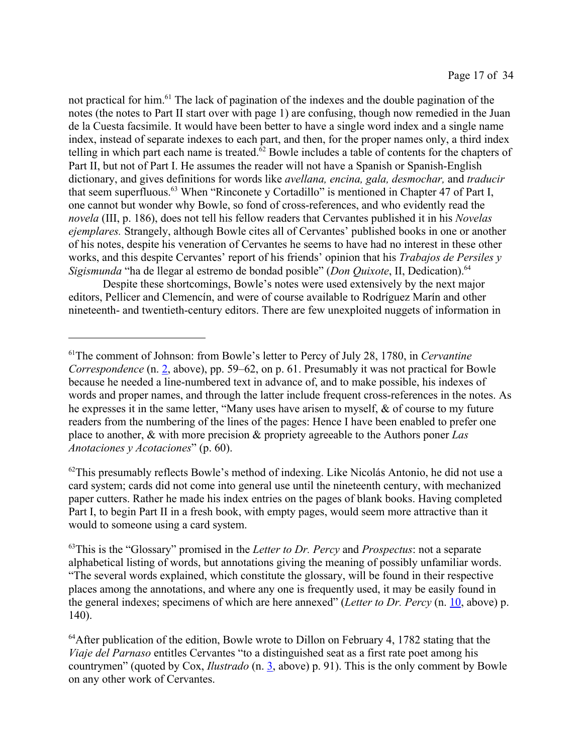not practical for him.[61] The lack of pagination of the indexes and the double pagination of the notes (the notes to Part II start over with page 1) are confusing, though now remedied in the Juan de la Cuesta facsimile. It would have been better to have a single word index and a single name index, instead of separate indexes to each part, and then, for the proper names only, a third index telling in which part each name is treated.[62] Bowle includes a table of contents for the chapters of Part II, but not of Part I. He assumes the reader will not have a Spanish or Spanish-English dictionary, and gives definitions for words like *avellana, encina, gala, desmochar,* and *traducir* that seem superfluous.[63] When "Rinconete y Cortadillo" is mentioned in Chapter 47 of Part I, one cannot but wonder why Bowle, so fond of cross-references, and who evidently read the *novela* (III, p. 186), does not tell his fellow readers that Cervantes published it in his *Novelas ejemplares.* Strangely, although Bowle cites all of Cervantes' published books in one or another of his notes, despite his veneration of Cervantes he seems to have had no interest in these other works, and this despite Cervantes' report of his friends' opinion that his *Trabajos de Persiles y Sigismunda* "ha de llegar al estremo de bondad posible" (*Don Quixote*, II, Dedication).[64]

Despite these shortcomings, Bowle's notes were used extensively by the next major editors, Pellicer and Clemencín, and were of course available to Rodríguez Marín and other nineteenth- and twentieth-century editors. There are few unexploited nuggets of information in

---

[61] The comment of Johnson: from Bowle's letter to Percy of July 28, 1780, in *Cervantine Correspondence* (n. 2, above), pp. 59–62, on p. 61. Presumably it was not practical for Bowle because he needed a line-numbered text in advance of, and to make possible, his indexes of words and proper names, and through the latter include frequent cross-references in the notes. As he expresses it in the same letter, "Many uses have arisen to myself, & of course to my future readers from the numbering of the lines of the pages: Hence I have been enabled to prefer one place to another, & with more precision & propriety agreeable to the Authors poner *Las Anotaciones y Acotaciones*" (p. 60).

[62] This presumably reflects Bowle's method of indexing. Like Nicolás Antonio, he did not use a card system; cards did not come into general use until the nineteenth century, with mechanized paper cutters. Rather he made his index entries on the pages of blank books. Having completed Part I, to begin Part II in a fresh book, with empty pages, would seem more attractive than it would to someone using a card system.

[63] This is the "Glossary" promised in the *Letter to Dr. Percy* and *Prospectus*: not a separate alphabetical listing of words, but annotations giving the meaning of possibly unfamiliar words. "The several words explained, which constitute the glossary, will be found in their respective places among the annotations, and where any one is frequently used, it may be easily found in the general indexes; specimens of which are here annexed" (*Letter to Dr. Percy* (n. 10, above) p. 140).

[64] After publication of the edition, Bowle wrote to Dillon on February 4, 1782 stating that the *Viaje del Parnaso* entitles Cervantes "to a distinguished seat as a first rate poet among his countrymen" (quoted by Cox, *Ilustrado* (n. 3, above) p. 91). This is the only comment by Bowle on any other work of Cervantes.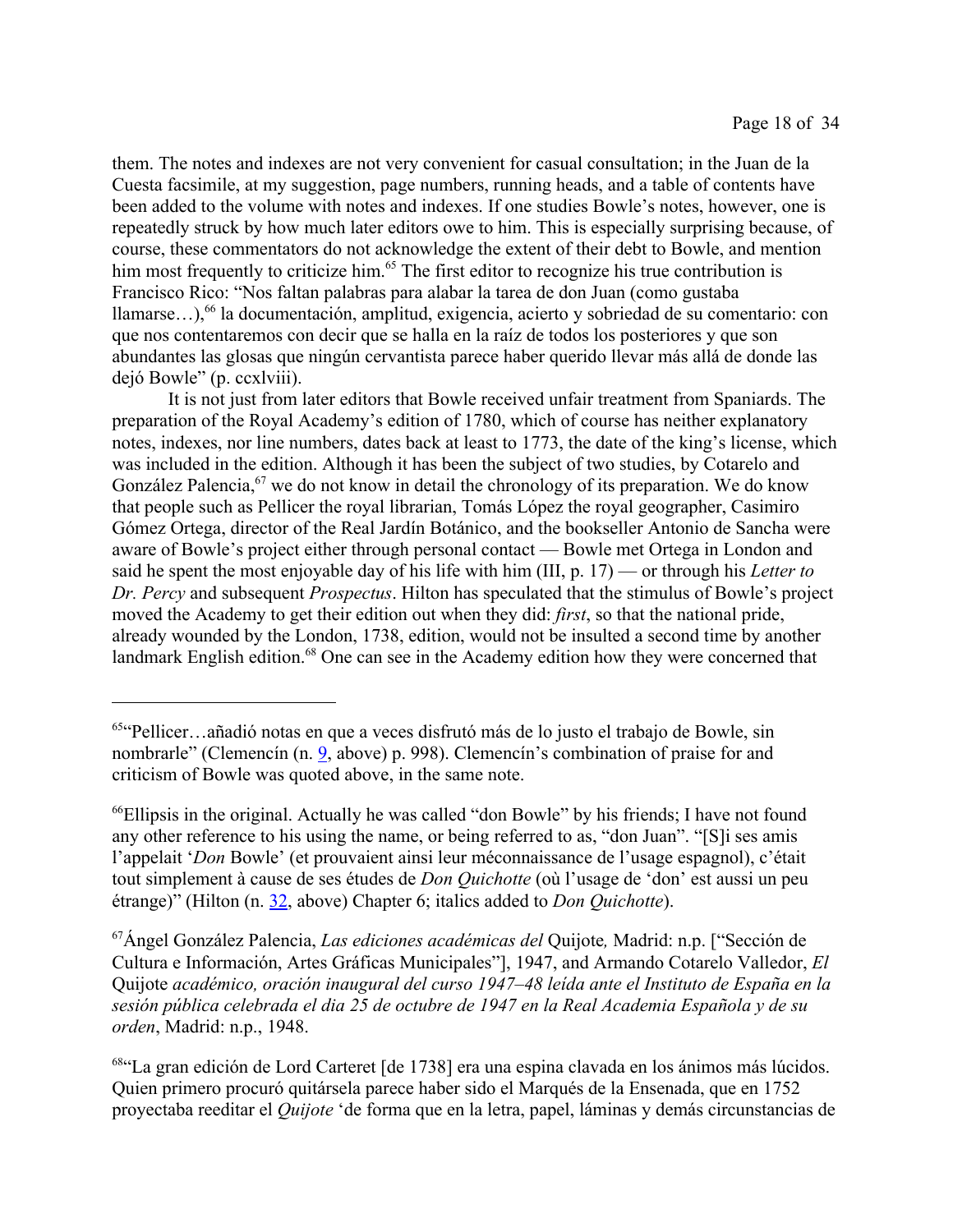them. The notes and indexes are not very convenient for casual consultation; in the Juan de la Cuesta facsimile, at my suggestion, page numbers, running heads, and a table of contents have been added to the volume with notes and indexes. If one studies Bowle's notes, however, one is repeatedly struck by how much later editors owe to him. This is especially surprising because, of course, these commentators do not acknowledge the extent of their debt to Bowle, and mention him most frequently to criticize him.[65] The first editor to recognize his true contribution is Francisco Rico: "Nos faltan palabras para alabar la tarea de don Juan (como gustaba llamarse…),[66] la documentación, amplitud, exigencia, acierto y sobriedad de su comentario: con que nos contentaremos con decir que se halla en la raíz de todos los posteriores y que son abundantes las glosas que ningún cervantista parece haber querido llevar más allá de donde las dejó Bowle" (p. ccxlviii).

It is not just from later editors that Bowle received unfair treatment from Spaniards. The preparation of the Royal Academy's edition of 1780, which of course has neither explanatory notes, indexes, nor line numbers, dates back at least to 1773, the date of the king's license, which was included in the edition. Although it has been the subject of two studies, by Cotarelo and González Palencia,[67] we do not know in detail the chronology of its preparation. We do know that people such as Pellicer the royal librarian, Tomás López the royal geographer, Casimiro Gómez Ortega, director of the Real Jardín Botánico, and the bookseller Antonio de Sancha were aware of Bowle's project either through personal contact — Bowle met Ortega in London and said he spent the most enjoyable day of his life with him (III, p. 17) — or through his *Letter to Dr. Percy* and subsequent *Prospectus*. Hilton has speculated that the stimulus of Bowle's project moved the Academy to get their edition out when they did: *first*, so that the national pride, already wounded by the London, 1738, edition, would not be insulted a second time by another landmark English edition.[68] One can see in the Academy edition how they were concerned that

---

[65]"Pellicer…añadió notas en que a veces disfrutó más de lo justo el trabajo de Bowle, sin nombrarle" (Clemencín (n. 9, above) p. 998). Clemencín's combination of praise for and criticism of Bowle was quoted above, in the same note.

[66]Ellipsis in the original. Actually he was called "don Bowle" by his friends; I have not found any other reference to his using the name, or being referred to as, "don Juan". "[S]i ses amis l'appelait '*Don* Bowle' (et prouvaient ainsi leur méconnaissance de l'usage espagnol), c'était tout simplement à cause de ses études de *Don Quichotte* (où l'usage de 'don' est aussi un peu étrange)" (Hilton (n. 32, above) Chapter 6; italics added to *Don Quichotte*).

[67]Ángel González Palencia, *Las ediciones académicas del* Quijote*,* Madrid: n.p. ["Sección de Cultura e Información, Artes Gráficas Municipales"], 1947, and Armando Cotarelo Valledor, *El* Quijote *académico, oración inaugural del curso 1947–48 leída ante el Instituto de España en la sesión pública celebrada el dia 25 de octubre de 1947 en la Real Academia Española y de su orden*, Madrid: n.p., 1948.

[68]"La gran edición de Lord Carteret [de 1738] era una espina clavada en los ánimos más lúcidos. Quien primero procuró quitársela parece haber sido el Marqués de la Ensenada, que en 1752 proyectaba reeditar el *Quijote* 'de forma que en la letra, papel, láminas y demás circunstancias de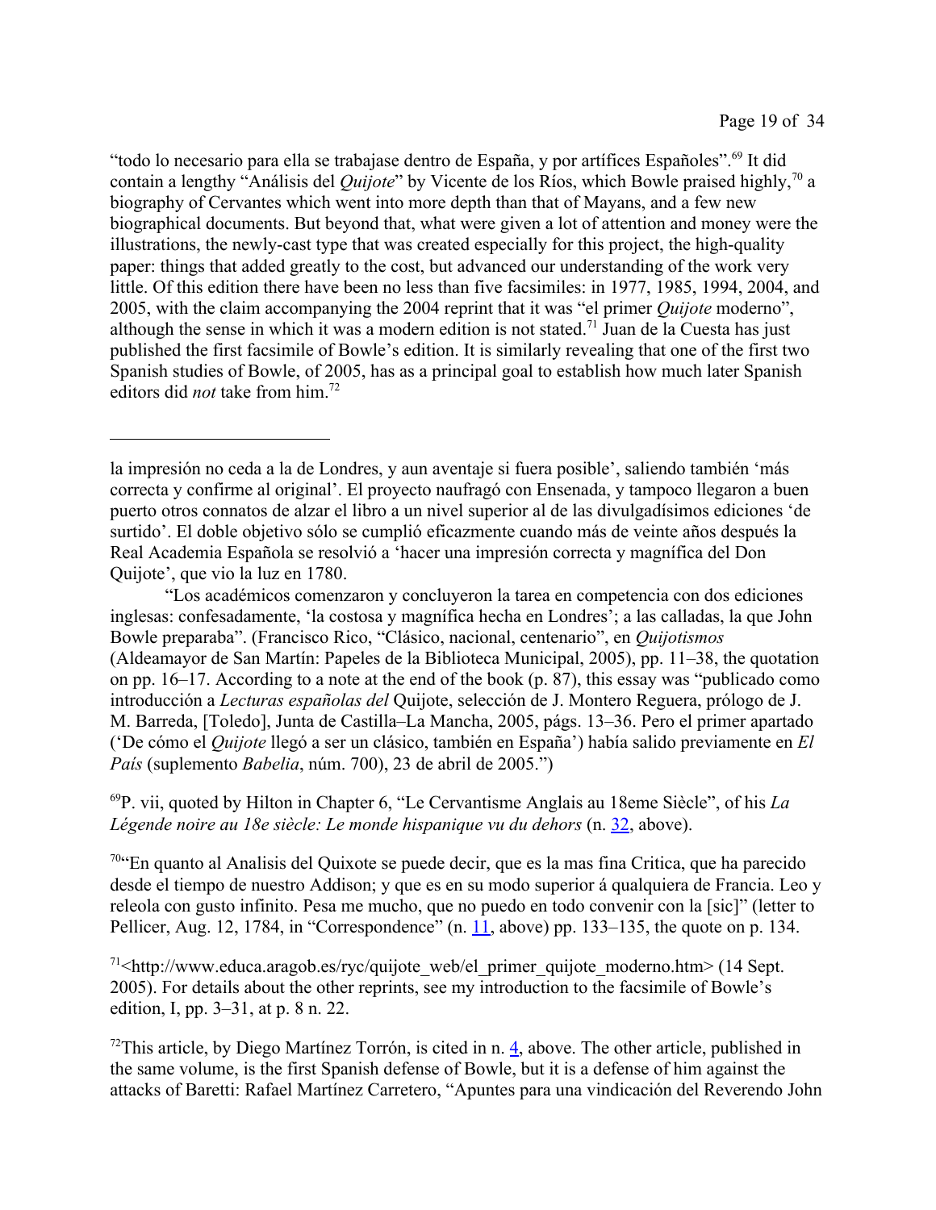"todo lo necesario para ella se trabajase dentro de España, y por artífices Españoles".[69] It did contain a lengthy "Análisis del *Quijote*" by Vicente de los Ríos, which Bowle praised highly,[70] a biography of Cervantes which went into more depth than that of Mayans, and a few new biographical documents. But beyond that, what were given a lot of attention and money were the illustrations, the newly-cast type that was created especially for this project, the high-quality paper: things that added greatly to the cost, but advanced our understanding of the work very little. Of this edition there have been no less than five facsimiles: in 1977, 1985, 1994, 2004, and 2005, with the claim accompanying the 2004 reprint that it was "el primer *Quijote* moderno", although the sense in which it was a modern edition is not stated.[71] Juan de la Cuesta has just published the first facsimile of Bowle's edition. It is similarly revealing that one of the first two Spanish studies of Bowle, of 2005, has as a principal goal to establish how much later Spanish editors did *not* take from him.[72]

---

la impresión no ceda a la de Londres, y aun aventaje si fuera posible', saliendo también 'más correcta y confirme al original'. El proyecto naufragó con Ensenada, y tampoco llegaron a buen puerto otros connatos de alzar el libro a un nivel superior al de las divulgadísimos ediciones 'de surtido'. El doble objetivo sólo se cumplió eficazmente cuando más de veinte años después la Real Academia Española se resolvió a 'hacer una impresión correcta y magnífica del Don Quijote', que vio la luz en 1780.

"Los académicos comenzaron y concluyeron la tarea en competencia con dos ediciones inglesas: confesadamente, 'la costosa y magnífica hecha en Londres'; a las calladas, la que John Bowle preparaba". (Francisco Rico, "Clásico, nacional, centenario", en *Quijotismos* (Aldeamayor de San Martín: Papeles de la Biblioteca Municipal, 2005), pp. 11–38, the quotation on pp. 16–17. According to a note at the end of the book (p. 87), this essay was "publicado como introducción a *Lecturas españolas del* Quijote, selección de J. Montero Reguera, prólogo de J. M. Barreda, [Toledo], Junta de Castilla–La Mancha, 2005, págs. 13–36. Pero el primer apartado ('De cómo el *Quijote* llegó a ser un clásico, también en España') había salido previamente en *El País* (suplemento *Babelia*, núm. 700), 23 de abril de 2005.")

[69]P. vii, quoted by Hilton in Chapter 6, "Le Cervantisme Anglais au 18eme Siècle", of his *La Légende noire au 18e siècle: Le monde hispanique vu du dehors* (n. 32, above).

[70]"En quanto al Analisis del Quixote se puede decir, que es la mas fina Critica, que ha parecido desde el tiempo de nuestro Addison; y que es en su modo superior á qualquiera de Francia. Leo y releola con gusto infinito. Pesa me mucho, que no puedo en todo convenir con la [sic]" (letter to Pellicer, Aug. 12, 1784, in "Correspondence" (n. 11, above) pp. 133–135, the quote on p. 134.

[71]<http://www.educa.aragob.es/ryc/quijote_web/el_primer_quijote_moderno.htm> (14 Sept. 2005). For details about the other reprints, see my introduction to the facsimile of Bowle's edition, I, pp. 3–31, at p. 8 n. 22.

[72]This article, by Diego Martínez Torrón, is cited in n. 4, above. The other article, published in the same volume, is the first Spanish defense of Bowle, but it is a defense of him against the attacks of Baretti: Rafael Martínez Carretero, "Apuntes para una vindicación del Reverendo John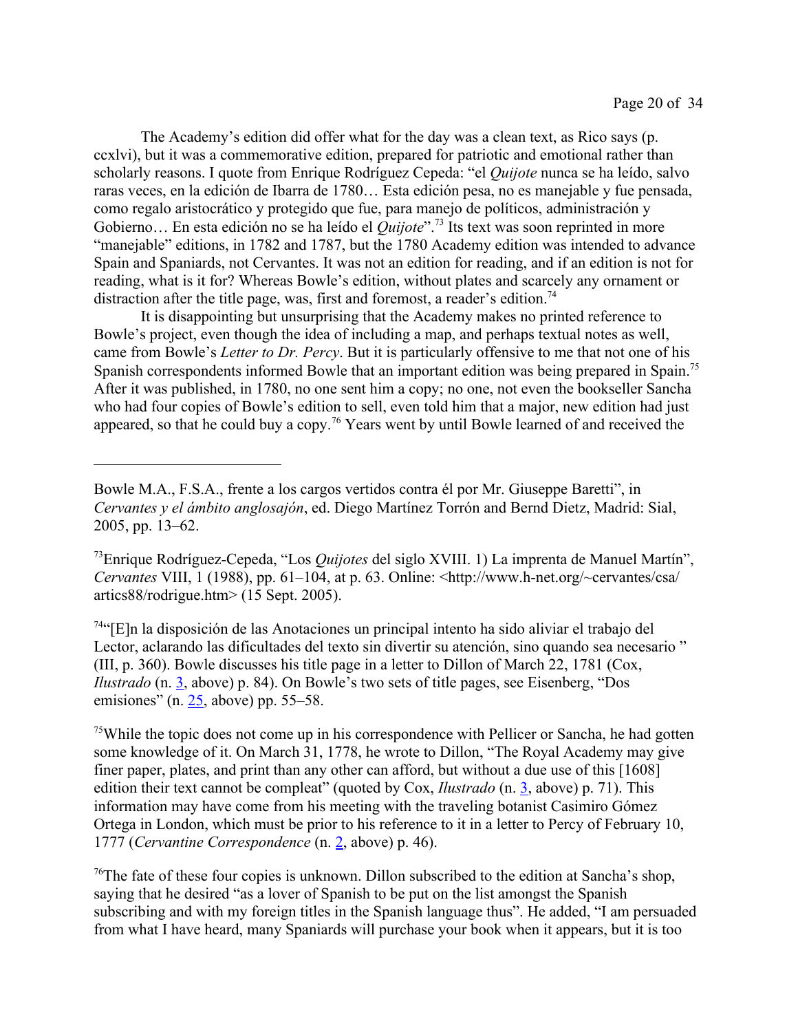The Academy's edition did offer what for the day was a clean text, as Rico says (p. ccxlvi), but it was a commemorative edition, prepared for patriotic and emotional rather than scholarly reasons. I quote from Enrique Rodríguez Cepeda: "el *Quijote* nunca se ha leído, salvo raras veces, en la edición de Ibarra de 1780… Esta edición pesa, no es manejable y fue pensada, como regalo aristocrático y protegido que fue, para manejo de políticos, administración y Gobierno… En esta edición no se ha leído el *Quijote*".[73] Its text was soon reprinted in more "manejable" editions, in 1782 and 1787, but the 1780 Academy edition was intended to advance Spain and Spaniards, not Cervantes. It was not an edition for reading, and if an edition is not for reading, what is it for? Whereas Bowle's edition, without plates and scarcely any ornament or distraction after the title page, was, first and foremost, a reader's edition.[74]

It is disappointing but unsurprising that the Academy makes no printed reference to Bowle's project, even though the idea of including a map, and perhaps textual notes as well, came from Bowle's *Letter to Dr. Percy*. But it is particularly offensive to me that not one of his Spanish correspondents informed Bowle that an important edition was being prepared in Spain.[75] After it was published, in 1780, no one sent him a copy; no one, not even the bookseller Sancha who had four copies of Bowle's edition to sell, even told him that a major, new edition had just appeared, so that he could buy a copy.[76] Years went by until Bowle learned of and received the

---

Bowle M.A., F.S.A., frente a los cargos vertidos contra él por Mr. Giuseppe Baretti", in *Cervantes y el ámbito anglosajón*, ed. Diego Martínez Torrón and Bernd Dietz, Madrid: Sial, 2005, pp. 13–62.

[73] Enrique Rodríguez-Cepeda, "Los *Quijotes* del siglo XVIII. 1) La imprenta de Manuel Martín", *Cervantes* VIII, 1 (1988), pp. 61–104, at p. 63. Online: <http://www.h-net.org/~cervantes/csa/artics88/rodrigue.htm> (15 Sept. 2005).

[74] "[E]n la disposición de las Anotaciones un principal intento ha sido aliviar el trabajo del Lector, aclarando las dificultades del texto sin divertir su atención, sino quando sea necesario " (III, p. 360). Bowle discusses his title page in a letter to Dillon of March 22, 1781 (Cox, *Ilustrado* (n. 3, above) p. 84). On Bowle's two sets of title pages, see Eisenberg, "Dos emisiones" (n. 25, above) pp. 55–58.

[75] While the topic does not come up in his correspondence with Pellicer or Sancha, he had gotten some knowledge of it. On March 31, 1778, he wrote to Dillon, "The Royal Academy may give finer paper, plates, and print than any other can afford, but without a due use of this [1608] edition their text cannot be compleat" (quoted by Cox, *Ilustrado* (n. 3, above) p. 71). This information may have come from his meeting with the traveling botanist Casimiro Gómez Ortega in London, which must be prior to his reference to it in a letter to Percy of February 10, 1777 (*Cervantine Correspondence* (n. 2, above) p. 46).

[76] The fate of these four copies is unknown. Dillon subscribed to the edition at Sancha's shop, saying that he desired "as a lover of Spanish to be put on the list amongst the Spanish subscribing and with my foreign titles in the Spanish language thus". He added, "I am persuaded from what I have heard, many Spaniards will purchase your book when it appears, but it is too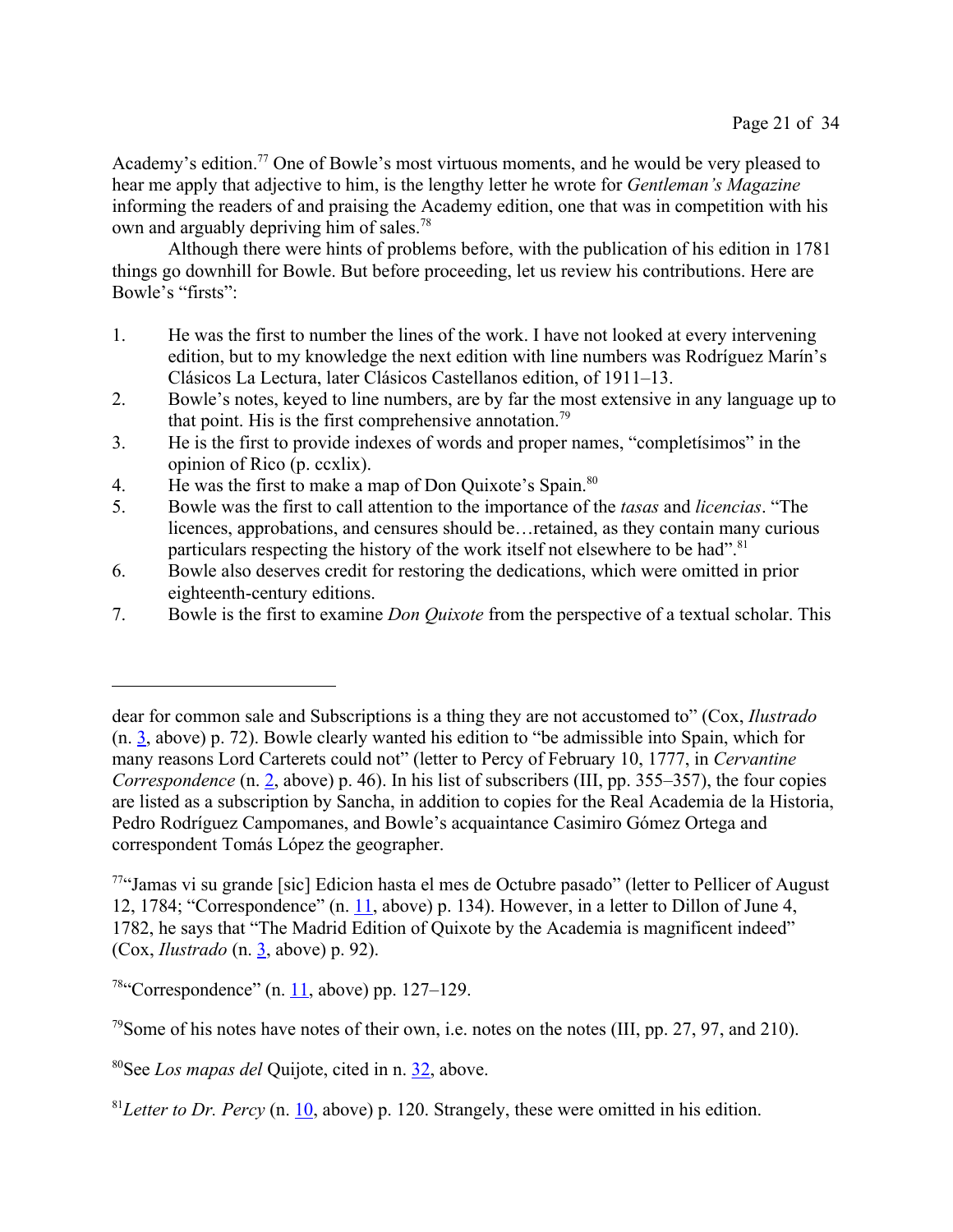Academy's edition.[77] One of Bowle's most virtuous moments, and he would be very pleased to hear me apply that adjective to him, is the lengthy letter he wrote for *Gentleman's Magazine* informing the readers of and praising the Academy edition, one that was in competition with his own and arguably depriving him of sales.[78]

Although there were hints of problems before, with the publication of his edition in 1781 things go downhill for Bowle. But before proceeding, let us review his contributions. Here are Bowle's "firsts":

1. He was the first to number the lines of the work. I have not looked at every intervening edition, but to my knowledge the next edition with line numbers was Rodríguez Marín's Clásicos La Lectura, later Clásicos Castellanos edition, of 1911–13.
2. Bowle's notes, keyed to line numbers, are by far the most extensive in any language up to that point. His is the first comprehensive annotation.[79]
3. He is the first to provide indexes of words and proper names, "completísimos" in the opinion of Rico (p. ccxlix).
4. He was the first to make a map of Don Quixote's Spain.[80]
5. Bowle was the first to call attention to the importance of the *tasas* and *licencias*. "The licences, approbations, and censures should be…retained, as they contain many curious particulars respecting the history of the work itself not elsewhere to be had".[81]
6. Bowle also deserves credit for restoring the dedications, which were omitted in prior eighteenth-century editions.
7. Bowle is the first to examine *Don Quixote* from the perspective of a textual scholar. This

---

dear for common sale and Subscriptions is a thing they are not accustomed to" (Cox, *Ilustrado* (n. 3, above) p. 72). Bowle clearly wanted his edition to "be admissible into Spain, which for many reasons Lord Carterets could not" (letter to Percy of February 10, 1777, in *Cervantine Correspondence* (n. 2, above) p. 46). In his list of subscribers (III, pp. 355–357), the four copies are listed as a subscription by Sancha, in addition to copies for the Real Academia de la Historia, Pedro Rodríguez Campomanes, and Bowle's acquaintance Casimiro Gómez Ortega and correspondent Tomás López the geographer.

[77] "Jamas vi su grande [sic] Edicion hasta el mes de Octubre pasado" (letter to Pellicer of August 12, 1784; "Correspondence" (n. 11, above) p. 134). However, in a letter to Dillon of June 4, 1782, he says that "The Madrid Edition of Quixote by the Academia is magnificent indeed" (Cox, *Ilustrado* (n. 3, above) p. 92).

[78] "Correspondence" (n. 11, above) pp. 127–129.

[79] Some of his notes have notes of their own, i.e. notes on the notes (III, pp. 27, 97, and 210).

[80] See *Los mapas del* Quijote, cited in n. 32, above.

[81] *Letter to Dr. Percy* (n. 10, above) p. 120. Strangely, these were omitted in his edition.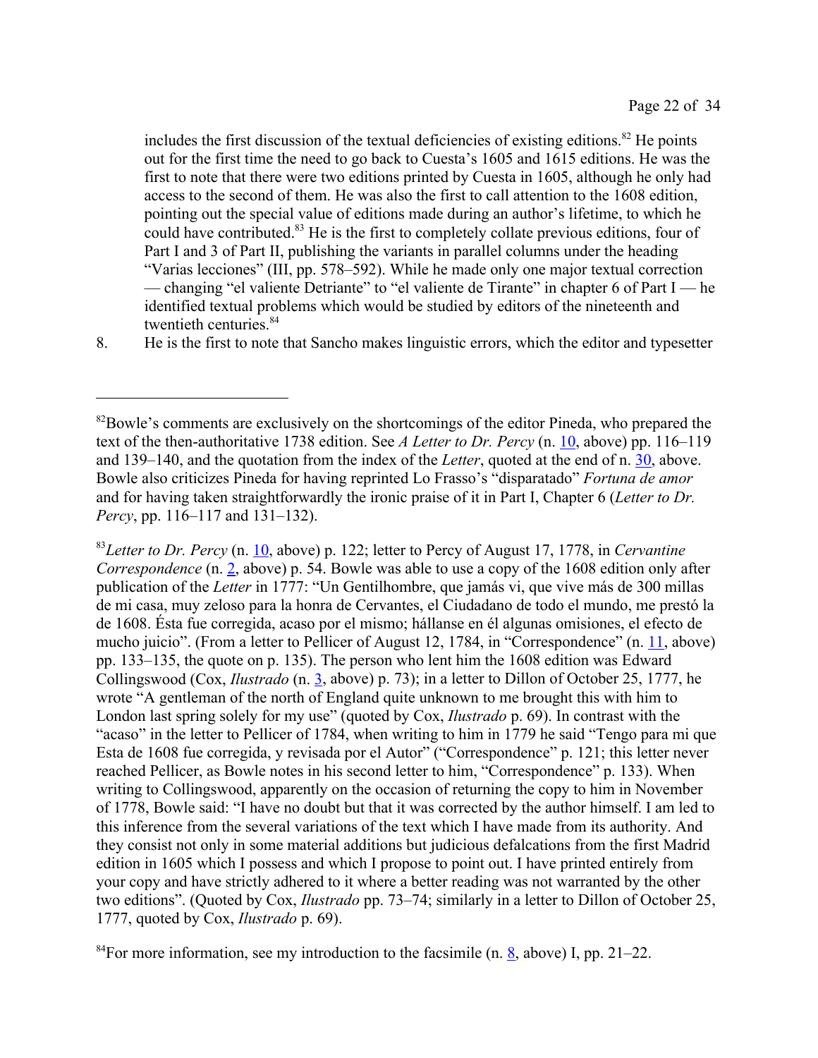includes the first discussion of the textual deficiencies of existing editions.[82] He points out for the first time the need to go back to Cuesta's 1605 and 1615 editions. He was the first to note that there were two editions printed by Cuesta in 1605, although he only had access to the second of them. He was also the first to call attention to the 1608 edition, pointing out the special value of editions made during an author's lifetime, to which he could have contributed.[83] He is the first to completely collate previous editions, four of Part I and 3 of Part II, publishing the variants in parallel columns under the heading "Varias lecciones" (III, pp. 578–592). While he made only one major textual correction — changing "el valiente Detriante" to "el valiente de Tirante" in chapter 6 of Part I — he identified textual problems which would be studied by editors of the nineteenth and twentieth centuries.[84]

8. He is the first to note that Sancho makes linguistic errors, which the editor and typesetter

---

[82]Bowle's comments are exclusively on the shortcomings of the editor Pineda, who prepared the text of the then-authoritative 1738 edition. See *A Letter to Dr. Percy* (n. 10, above) pp. 116–119 and 139–140, and the quotation from the index of the *Letter*, quoted at the end of n. 30, above. Bowle also criticizes Pineda for having reprinted Lo Frasso's "disparatado" *Fortuna de amor* and for having taken straightforwardly the ironic praise of it in Part I, Chapter 6 (*Letter to Dr. Percy*, pp. 116–117 and 131–132).

[83]*Letter to Dr. Percy* (n. 10, above) p. 122; letter to Percy of August 17, 1778, in *Cervantine Correspondence* (n. 2, above) p. 54. Bowle was able to use a copy of the 1608 edition only after publication of the *Letter* in 1777: "Un Gentilhombre, que jamás vi, que vive más de 300 millas de mi casa, muy zeloso para la honra de Cervantes, el Ciudadano de todo el mundo, me prestó la de 1608. Ésta fue corregida, acaso por el mismo; hállanse en él algunas omisiones, el efecto de mucho juicio". (From a letter to Pellicer of August 12, 1784, in "Correspondence" (n. 11, above) pp. 133–135, the quote on p. 135). The person who lent him the 1608 edition was Edward Collingswood (Cox, *Ilustrado* (n. 3, above) p. 73); in a letter to Dillon of October 25, 1777, he wrote "A gentleman of the north of England quite unknown to me brought this with him to London last spring solely for my use" (quoted by Cox, *Ilustrado* p. 69). In contrast with the "acaso" in the letter to Pellicer of 1784, when writing to him in 1779 he said "Tengo para mi que Esta de 1608 fue corregida, y revisada por el Autor" ("Correspondence" p. 121; this letter never reached Pellicer, as Bowle notes in his second letter to him, "Correspondence" p. 133). When writing to Collingswood, apparently on the occasion of returning the copy to him in November of 1778, Bowle said: "I have no doubt but that it was corrected by the author himself. I am led to this inference from the several variations of the text which I have made from its authority. And they consist not only in some material additions but judicious defalcations from the first Madrid edition in 1605 which I possess and which I propose to point out. I have printed entirely from your copy and have strictly adhered to it where a better reading was not warranted by the other two editions". (Quoted by Cox, *Ilustrado* pp. 73–74; similarly in a letter to Dillon of October 25, 1777, quoted by Cox, *Ilustrado* p. 69).

[84]For more information, see my introduction to the facsimile (n. 8, above) I, pp. 21–22.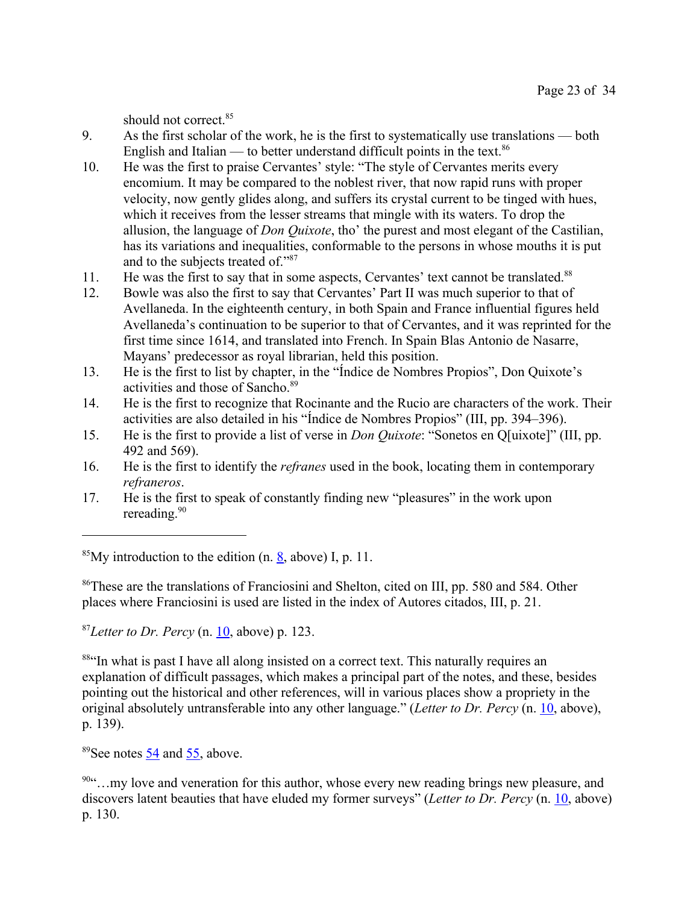should not correct.[85]

9. As the first scholar of the work, he is the first to systematically use translations — both English and Italian — to better understand difficult points in the text.[86]
10. He was the first to praise Cervantes' style: "The style of Cervantes merits every encomium. It may be compared to the noblest river, that now rapid runs with proper velocity, now gently glides along, and suffers its crystal current to be tinged with hues, which it receives from the lesser streams that mingle with its waters. To drop the allusion, the language of *Don Quixote*, tho' the purest and most elegant of the Castilian, has its variations and inequalities, conformable to the persons in whose mouths it is put and to the subjects treated of."[87]
11. He was the first to say that in some aspects, Cervantes' text cannot be translated.[88]
12. Bowle was also the first to say that Cervantes' Part II was much superior to that of Avellaneda. In the eighteenth century, in both Spain and France influential figures held Avellaneda's continuation to be superior to that of Cervantes, and it was reprinted for the first time since 1614, and translated into French. In Spain Blas Antonio de Nasarre, Mayans' predecessor as royal librarian, held this position.
13. He is the first to list by chapter, in the "Índice de Nombres Propios", Don Quixote's activities and those of Sancho.[89]
14. He is the first to recognize that Rocinante and the Rucio are characters of the work. Their activities are also detailed in his "Índice de Nombres Propios" (III, pp. 394–396).
15. He is the first to provide a list of verse in *Don Quixote*: "Sonetos en Q[uixote]" (III, pp. 492 and 569).
16. He is the first to identify the *refranes* used in the book, locating them in contemporary *refraneros*.
17. He is the first to speak of constantly finding new "pleasures" in the work upon rereading.[90]

---

[85] My introduction to the edition (n. 8, above) I, p. 11.

[86] These are the translations of Franciosini and Shelton, cited on III, pp. 580 and 584. Other places where Franciosini is used are listed in the index of Autores citados, III, p. 21.

[87] *Letter to Dr. Percy* (n. 10, above) p. 123.

[88] "In what is past I have all along insisted on a correct text. This naturally requires an explanation of difficult passages, which makes a principal part of the notes, and these, besides pointing out the historical and other references, will in various places show a propriety in the original absolutely untransferable into any other language." (*Letter to Dr. Percy* (n. 10, above), p. 139).

[89] See notes 54 and 55, above.

[90] "…my love and veneration for this author, whose every new reading brings new pleasure, and discovers latent beauties that have eluded my former surveys" (*Letter to Dr. Percy* (n. 10, above) p. 130.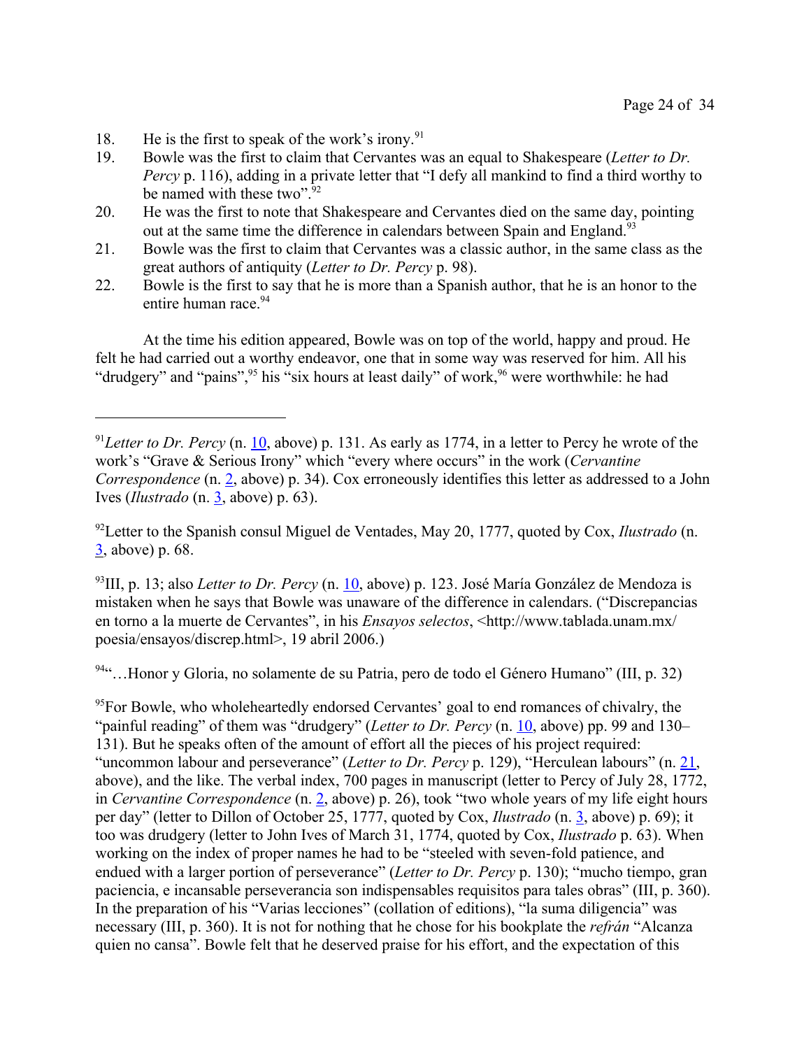18. He is the first to speak of the work's irony.[91]
19. Bowle was the first to claim that Cervantes was an equal to Shakespeare (*Letter to Dr. Percy* p. 116), adding in a private letter that "I defy all mankind to find a third worthy to be named with these two".[92]
20. He was the first to note that Shakespeare and Cervantes died on the same day, pointing out at the same time the difference in calendars between Spain and England.[93]
21. Bowle was the first to claim that Cervantes was a classic author, in the same class as the great authors of antiquity (*Letter to Dr. Percy* p. 98).
22. Bowle is the first to say that he is more than a Spanish author, that he is an honor to the entire human race.[94]

At the time his edition appeared, Bowle was on top of the world, happy and proud. He felt he had carried out a worthy endeavor, one that in some way was reserved for him. All his "drudgery" and "pains",[95] his "six hours at least daily" of work,[96] were worthwhile: he had

---

[91] *Letter to Dr. Percy* (n. 10, above) p. 131. As early as 1774, in a letter to Percy he wrote of the work's "Grave & Serious Irony" which "every where occurs" in the work (*Cervantine Correspondence* (n. 2, above) p. 34). Cox erroneously identifies this letter as addressed to a John Ives (*Ilustrado* (n. 3, above) p. 63).

[92] Letter to the Spanish consul Miguel de Ventades, May 20, 1777, quoted by Cox, *Ilustrado* (n. 3, above) p. 68.

[93] III, p. 13; also *Letter to Dr. Percy* (n. 10, above) p. 123. José María González de Mendoza is mistaken when he says that Bowle was unaware of the difference in calendars. ("Discrepancias en torno a la muerte de Cervantes", in his *Ensayos selectos*, <http://www.tablada.unam.mx/poesia/ensayos/discrep.html>, 19 abril 2006.)

[94] "…Honor y Gloria, no solamente de su Patria, pero de todo el Género Humano" (III, p. 32)

[95] For Bowle, who wholeheartedly endorsed Cervantes' goal to end romances of chivalry, the "painful reading" of them was "drudgery" (*Letter to Dr. Percy* (n. 10, above) pp. 99 and 130–131). But he speaks often of the amount of effort all the pieces of his project required: "uncommon labour and perseverance" (*Letter to Dr. Percy* p. 129), "Herculean labours" (n. 21, above), and the like. The verbal index, 700 pages in manuscript (letter to Percy of July 28, 1772, in *Cervantine Correspondence* (n. 2, above) p. 26), took "two whole years of my life eight hours per day" (letter to Dillon of October 25, 1777, quoted by Cox, *Ilustrado* (n. 3, above) p. 69); it too was drudgery (letter to John Ives of March 31, 1774, quoted by Cox, *Ilustrado* p. 63). When working on the index of proper names he had to be "steeled with seven-fold patience, and endued with a larger portion of perseverance" (*Letter to Dr. Percy* p. 130); "mucho tiempo, gran paciencia, e incansable perseverancia son indispensables requisitos para tales obras" (III, p. 360). In the preparation of his "Varias lecciones" (collation of editions), "la suma diligencia" was necessary (III, p. 360). It is not for nothing that he chose for his bookplate the *refrán* "Alcanza quien no cansa". Bowle felt that he deserved praise for his effort, and the expectation of this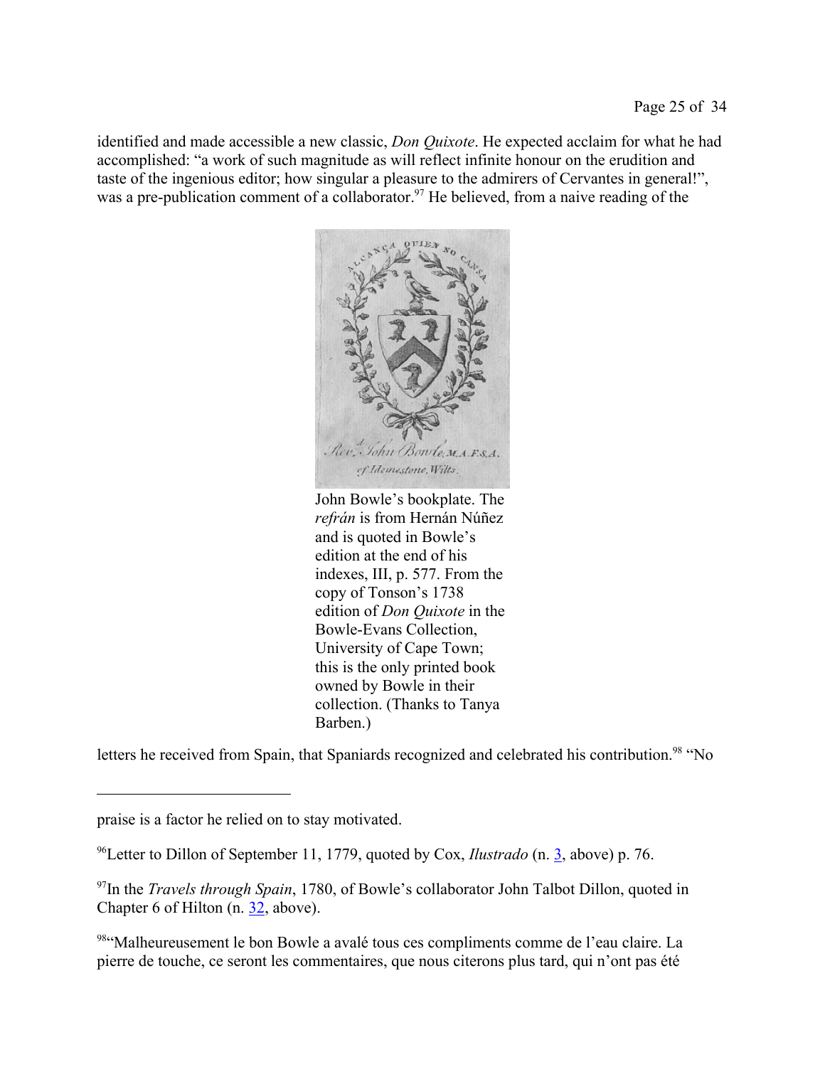identified and made accessible a new classic, *Don Quixote*. He expected acclaim for what he had accomplished: "a work of such magnitude as will reflect infinite honour on the erudition and taste of the ingenious editor; how singular a pleasure to the admirers of Cervantes in general!", was a pre-publication comment of a collaborator.[97] He believed, from a naive reading of the

John Bowle's bookplate. The *refrán* is from Hernán Núñez and is quoted in Bowle's edition at the end of his indexes, III, p. 577. From the copy of Tonson's 1738 edition of *Don Quixote* in the Bowle-Evans Collection, University of Cape Town; this is the only printed book owned by Bowle in their collection. (Thanks to Tanya Barben.)

letters he received from Spain, that Spaniards recognized and celebrated his contribution.[98] "No

---

praise is a factor he relied on to stay motivated.

[96]Letter to Dillon of September 11, 1779, quoted by Cox, *Ilustrado* (n. 3, above) p. 76.

[97]In the *Travels through Spain*, 1780, of Bowle's collaborator John Talbot Dillon, quoted in Chapter 6 of Hilton (n. 32, above).

[98]"Malheureusement le bon Bowle a avalé tous ces compliments comme de l'eau claire. La pierre de touche, ce seront les commentaires, que nous citerons plus tard, qui n'ont pas été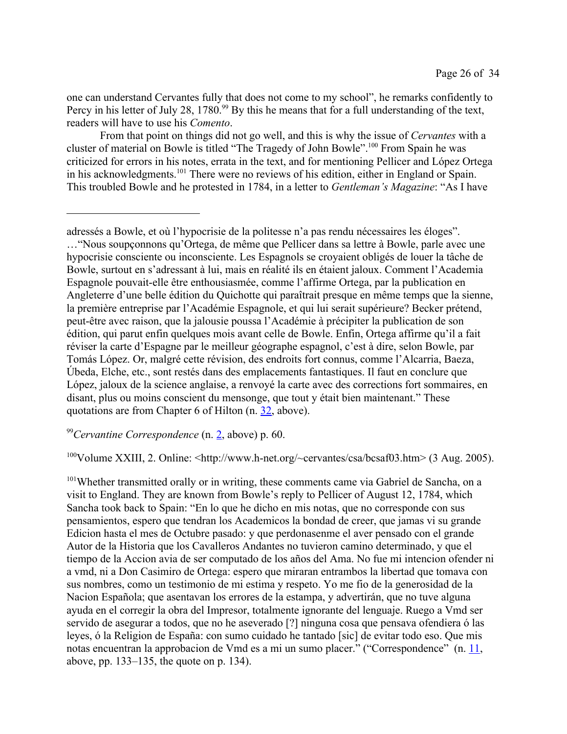one can understand Cervantes fully that does not come to my school", he remarks confidently to Percy in his letter of July 28, 1780.[99] By this he means that for a full understanding of the text, readers will have to use his *Comento*.

From that point on things did not go well, and this is why the issue of *Cervantes* with a cluster of material on Bowle is titled "The Tragedy of John Bowle".[100] From Spain he was criticized for errors in his notes, errata in the text, and for mentioning Pellicer and López Ortega in his acknowledgments.[101] There were no reviews of his edition, either in England or Spain. This troubled Bowle and he protested in 1784, in a letter to *Gentleman's Magazine*: "As I have

---

adressés a Bowle, et où l'hypocrisie de la politesse n'a pas rendu nécessaires les éloges". …"Nous soupçonnons qu'Ortega, de même que Pellicer dans sa lettre à Bowle, parle avec une hypocrisie consciente ou inconsciente. Les Espagnols se croyaient obligés de louer la tâche de Bowle, surtout en s'adressant à lui, mais en réalité ils en étaient jaloux. Comment l'Academia Espagnole pouvait-elle être enthousiasmée, comme l'affirme Ortega, par la publication en Angleterre d'une belle édition du Quichotte qui paraîtrait presque en même temps que la sienne, la première entreprise par l'Académie Espagnole, et qui lui serait supérieure? Becker prétend, peut-être avec raison, que la jalousie poussa l'Académie à précipiter la publication de son édition, qui parut enfin quelques mois avant celle de Bowle. Enfin, Ortega affirme qu'il a fait réviser la carte d'Espagne par le meilleur géographe espagnol, c'est à dire, selon Bowle, par Tomás López. Or, malgré cette révision, des endroits fort connus, comme l'Alcarria, Baeza, Úbeda, Elche, etc., sont restés dans des emplacements fantastiques. Il faut en conclure que López, jaloux de la science anglaise, a renvoyé la carte avec des corrections fort sommaires, en disant, plus ou moins conscient du mensonge, que tout y était bien maintenant." These quotations are from Chapter 6 of Hilton (n. 32, above).

[99] *Cervantine Correspondence* (n. 2, above) p. 60.

[100] Volume XXIII, 2. Online: <http://www.h-net.org/~cervantes/csa/bcsaf03.htm> (3 Aug. 2005).

[101] Whether transmitted orally or in writing, these comments came via Gabriel de Sancha, on a visit to England. They are known from Bowle's reply to Pellicer of August 12, 1784, which Sancha took back to Spain: "En lo que he dicho en mis notas, que no corresponde con sus pensamientos, espero que tendran los Academicos la bondad de creer, que jamas vi su grande Edicion hasta el mes de Octubre pasado: y que perdonasenme el aver pensado con el grande Autor de la Historia que los Cavalleros Andantes no tuvieron camino determinado, y que el tiempo de la Accion avia de ser computado de los años del Ama. No fue mi intencion ofender ni a vmd, ni a Don Casimiro de Ortega: espero que miraran entrambos la libertad que tomava con sus nombres, como un testimonio de mi estima y respeto. Yo me fio de la generosidad de la Nacion Española; que asentavan los errores de la estampa, y advertirán, que no tuve alguna ayuda en el corregir la obra del Impresor, totalmente ignorante del lenguaje. Ruego a Vmd ser servido de asegurar a todos, que no he aseverado [?] ninguna cosa que pensava ofendiera ó las leyes, ó la Religion de España: con sumo cuidado he tantado [sic] de evitar todo eso. Que mis notas encuentran la approbacion de Vmd es a mi un sumo placer." ("Correspondence" (n. 11, above, pp. 133–135, the quote on p. 134).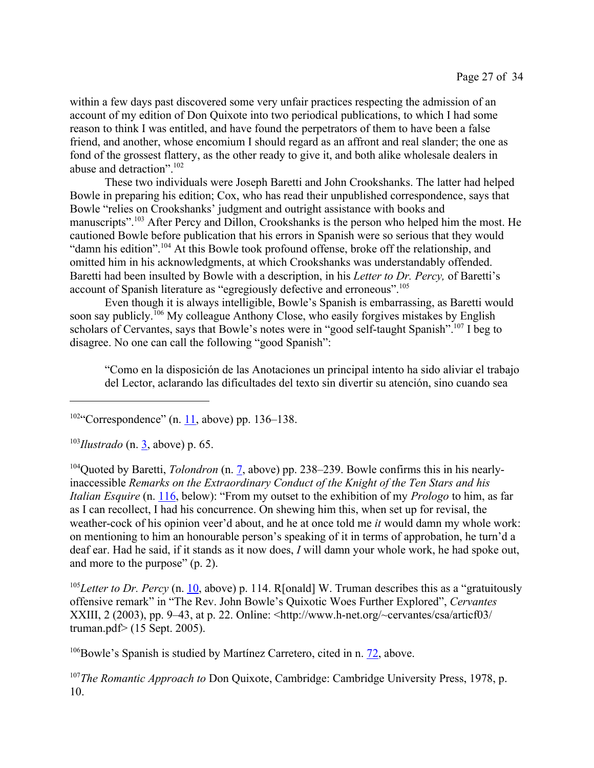within a few days past discovered some very unfair practices respecting the admission of an account of my edition of Don Quixote into two periodical publications, to which I had some reason to think I was entitled, and have found the perpetrators of them to have been a false friend, and another, whose encomium I should regard as an affront and real slander; the one as fond of the grossest flattery, as the other ready to give it, and both alike wholesale dealers in abuse and detraction".[102]

These two individuals were Joseph Baretti and John Crookshanks. The latter had helped Bowle in preparing his edition; Cox, who has read their unpublished correspondence, says that Bowle "relies on Crookshanks' judgment and outright assistance with books and manuscripts".[103] After Percy and Dillon, Crookshanks is the person who helped him the most. He cautioned Bowle before publication that his errors in Spanish were so serious that they would "damn his edition".[104] At this Bowle took profound offense, broke off the relationship, and omitted him in his acknowledgments, at which Crookshanks was understandably offended. Baretti had been insulted by Bowle with a description, in his *Letter to Dr. Percy,* of Baretti's account of Spanish literature as "egregiously defective and erroneous".[105]

Even though it is always intelligible, Bowle's Spanish is embarrassing, as Baretti would soon say publicly.[106] My colleague Anthony Close, who easily forgives mistakes by English scholars of Cervantes, says that Bowle's notes were in "good self-taught Spanish".[107] I beg to disagree. No one can call the following "good Spanish":

> "Como en la disposición de las Anotaciones un principal intento ha sido aliviar el trabajo del Lector, aclarando las dificultades del texto sin divertir su atención, sino cuando sea

---

[102]"Correspondence" (n. 11, above) pp. 136–138.

[103]*Ilustrado* (n. 3, above) p. 65.

[104]Quoted by Baretti, *Tolondron* (n. 7, above) pp. 238–239. Bowle confirms this in his nearly-inaccessible *Remarks on the Extraordinary Conduct of the Knight of the Ten Stars and his Italian Esquire* (n. 116, below): "From my outset to the exhibition of my *Prologo* to him, as far as I can recollect, I had his concurrence. On shewing him this, when set up for revisal, the weather-cock of his opinion veer'd about, and he at once told me *it* would damn my whole work: on mentioning to him an honourable person's speaking of it in terms of approbation, he turn'd a deaf ear. Had he said, if it stands as it now does, *I* will damn your whole work, he had spoke out, and more to the purpose" (p. 2).

[105]*Letter to Dr. Percy* (n. 10, above) p. 114. R[onald] W. Truman describes this as a "gratuitously offensive remark" in "The Rev. John Bowle's Quixotic Woes Further Explored", *Cervantes* XXIII, 2 (2003), pp. 9–43, at p. 22. Online: <http://www.h-net.org/~cervantes/csa/articf03/truman.pdf> (15 Sept. 2005).

[106]Bowle's Spanish is studied by Martínez Carretero, cited in n. 72, above.

[107]*The Romantic Approach to* Don Quixote, Cambridge: Cambridge University Press, 1978, p. 10.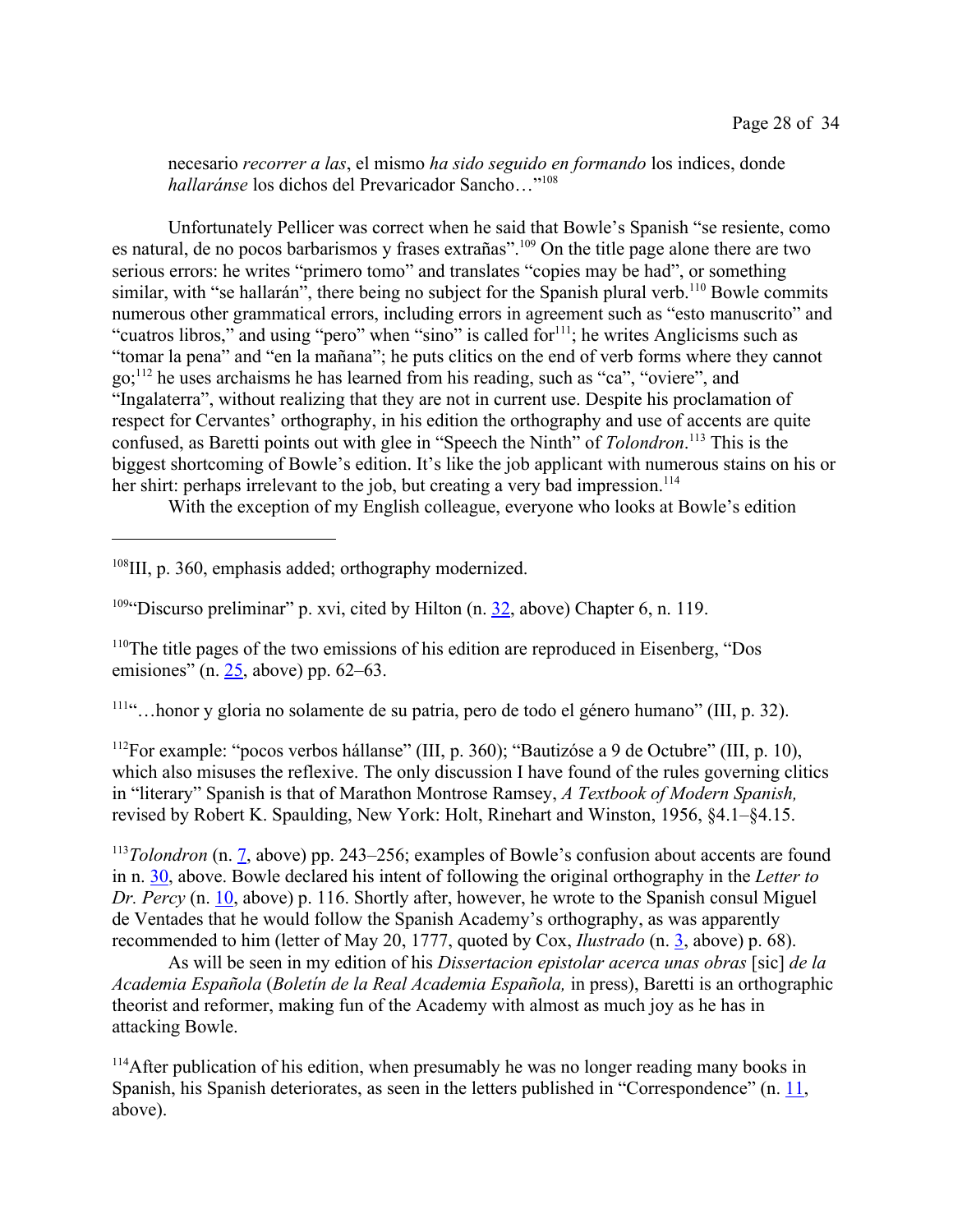necesario *recorrer a las*, el mismo *ha sido seguido en formando* los indices, donde *hallaránse* los dichos del Prevaricador Sancho…"[108]

Unfortunately Pellicer was correct when he said that Bowle's Spanish "se resiente, como es natural, de no pocos barbarismos y frases extrañas".[109] On the title page alone there are two serious errors: he writes "primero tomo" and translates "copies may be had", or something similar, with "se hallarán", there being no subject for the Spanish plural verb.[110] Bowle commits numerous other grammatical errors, including errors in agreement such as "esto manuscrito" and "cuatros libros," and using "pero" when "sino" is called for[111]; he writes Anglicisms such as "tomar la pena" and "en la mañana"; he puts clitics on the end of verb forms where they cannot go;[112] he uses archaisms he has learned from his reading, such as "ca", "oviere", and "Ingalaterra", without realizing that they are not in current use. Despite his proclamation of respect for Cervantes' orthography, in his edition the orthography and use of accents are quite confused, as Baretti points out with glee in "Speech the Ninth" of *Tolondron*.[113] This is the biggest shortcoming of Bowle's edition. It's like the job applicant with numerous stains on his or her shirt: perhaps irrelevant to the job, but creating a very bad impression.[114]

With the exception of my English colleague, everyone who looks at Bowle's edition

---

[108]III, p. 360, emphasis added; orthography modernized.

[109]"Discurso preliminar" p. xvi, cited by Hilton (n. 32, above) Chapter 6, n. 119.

[110]The title pages of the two emissions of his edition are reproduced in Eisenberg, "Dos emisiones" (n. 25, above) pp. 62–63.

[111]"…honor y gloria no solamente de su patria, pero de todo el género humano" (III, p. 32).

[112]For example: "pocos verbos hállanse" (III, p. 360); "Bautizóse a 9 de Octubre" (III, p. 10), which also misuses the reflexive. The only discussion I have found of the rules governing clitics in "literary" Spanish is that of Marathon Montrose Ramsey, *A Textbook of Modern Spanish,* revised by Robert K. Spaulding, New York: Holt, Rinehart and Winston, 1956, §4.1–§4.15.

[113]*Tolondron* (n. 7, above) pp. 243–256; examples of Bowle's confusion about accents are found in n. 30, above. Bowle declared his intent of following the original orthography in the *Letter to Dr. Percy* (n. 10, above) p. 116. Shortly after, however, he wrote to the Spanish consul Miguel de Ventades that he would follow the Spanish Academy's orthography, as was apparently recommended to him (letter of May 20, 1777, quoted by Cox, *Ilustrado* (n. 3, above) p. 68).

As will be seen in my edition of his *Dissertacion epistolar acerca unas obras* [sic] *de la Academia Española* (*Boletín de la Real Academia Española,* in press), Baretti is an orthographic theorist and reformer, making fun of the Academy with almost as much joy as he has in attacking Bowle.

[114]After publication of his edition, when presumably he was no longer reading many books in Spanish, his Spanish deteriorates, as seen in the letters published in "Correspondence" (n. 11, above).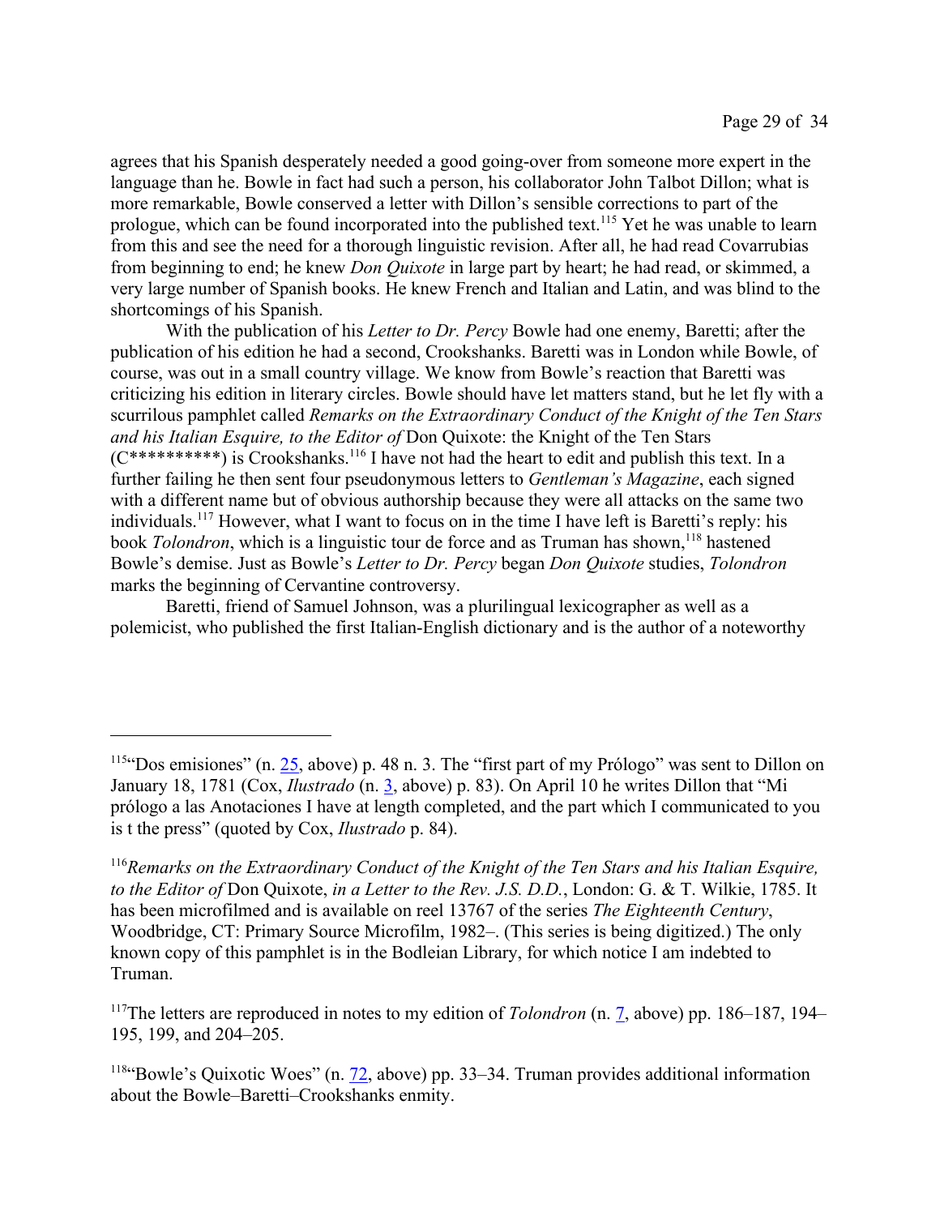agrees that his Spanish desperately needed a good going-over from someone more expert in the language than he. Bowle in fact had such a person, his collaborator John Talbot Dillon; what is more remarkable, Bowle conserved a letter with Dillon's sensible corrections to part of the prologue, which can be found incorporated into the published text.[115] Yet he was unable to learn from this and see the need for a thorough linguistic revision. After all, he had read Covarrubias from beginning to end; he knew *Don Quixote* in large part by heart; he had read, or skimmed, a very large number of Spanish books. He knew French and Italian and Latin, and was blind to the shortcomings of his Spanish.

With the publication of his *Letter to Dr. Percy* Bowle had one enemy, Baretti; after the publication of his edition he had a second, Crookshanks. Baretti was in London while Bowle, of course, was out in a small country village. We know from Bowle's reaction that Baretti was criticizing his edition in literary circles. Bowle should have let matters stand, but he let fly with a scurrilous pamphlet called *Remarks on the Extraordinary Conduct of the Knight of the Ten Stars and his Italian Esquire, to the Editor of* Don Quixote: the Knight of the Ten Stars (C**********) is Crookshanks.[116] I have not had the heart to edit and publish this text. In a further failing he then sent four pseudonymous letters to *Gentleman's Magazine*, each signed with a different name but of obvious authorship because they were all attacks on the same two individuals.[117] However, what I want to focus on in the time I have left is Baretti's reply: his book *Tolondron*, which is a linguistic tour de force and as Truman has shown,[118] hastened Bowle's demise. Just as Bowle's *Letter to Dr. Percy* began *Don Quixote* studies, *Tolondron* marks the beginning of Cervantine controversy.

Baretti, friend of Samuel Johnson, was a plurilingual lexicographer as well as a polemicist, who published the first Italian-English dictionary and is the author of a noteworthy

---

[115] "Dos emisiones" (n. 25, above) p. 48 n. 3. The "first part of my Prólogo" was sent to Dillon on January 18, 1781 (Cox, *Ilustrado* (n. 3, above) p. 83). On April 10 he writes Dillon that "Mi prólogo a las Anotaciones I have at length completed, and the part which I communicated to you is t the press" (quoted by Cox, *Ilustrado* p. 84).

[116] *Remarks on the Extraordinary Conduct of the Knight of the Ten Stars and his Italian Esquire, to the Editor of* Don Quixote, *in a Letter to the Rev. J.S. D.D.*, London: G. & T. Wilkie, 1785. It has been microfilmed and is available on reel 13767 of the series *The Eighteenth Century*, Woodbridge, CT: Primary Source Microfilm, 1982–. (This series is being digitized.) The only known copy of this pamphlet is in the Bodleian Library, for which notice I am indebted to Truman.

[117] The letters are reproduced in notes to my edition of *Tolondron* (n. 7, above) pp. 186–187, 194–195, 199, and 204–205.

[118] "Bowle's Quixotic Woes" (n. 72, above) pp. 33–34. Truman provides additional information about the Bowle–Baretti–Crookshanks enmity.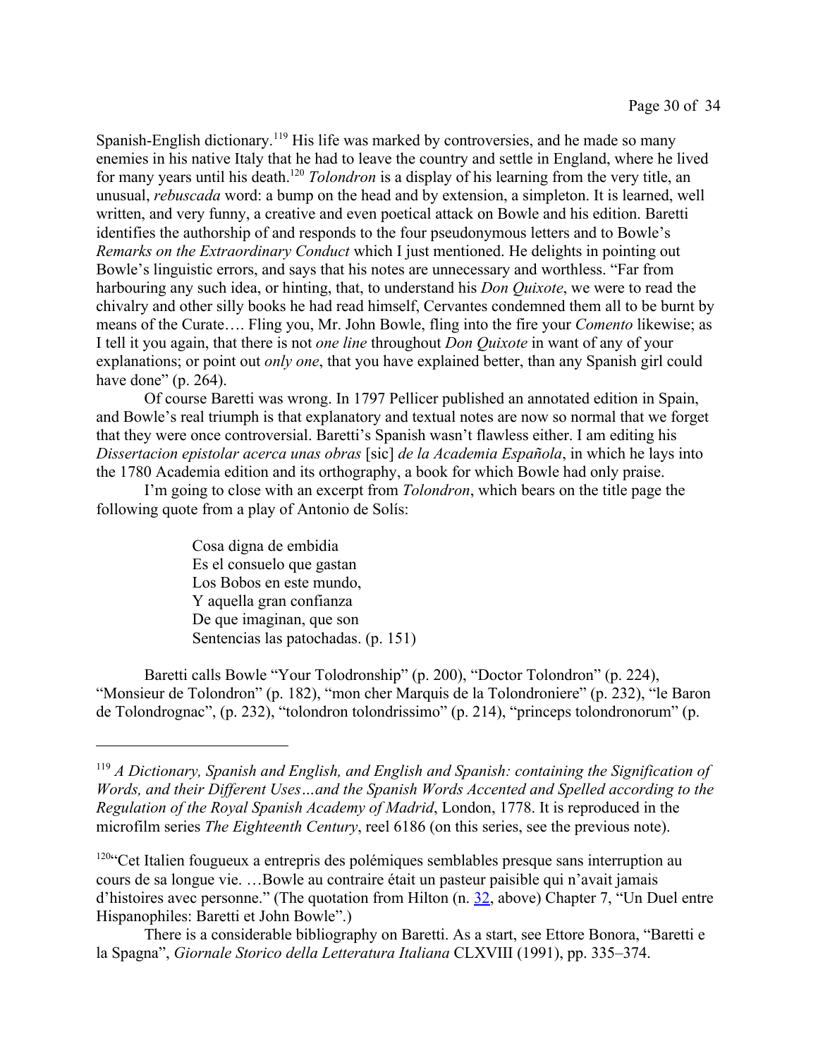Spanish-English dictionary.[119] His life was marked by controversies, and he made so many enemies in his native Italy that he had to leave the country and settle in England, where he lived for many years until his death.[120] *Tolondron* is a display of his learning from the very title, an unusual, *rebuscada* word: a bump on the head and by extension, a simpleton. It is learned, well written, and very funny, a creative and even poetical attack on Bowle and his edition. Baretti identifies the authorship of and responds to the four pseudonymous letters and to Bowle's *Remarks on the Extraordinary Conduct* which I just mentioned. He delights in pointing out Bowle's linguistic errors, and says that his notes are unnecessary and worthless. "Far from harbouring any such idea, or hinting, that, to understand his *Don Quixote*, we were to read the chivalry and other silly books he had read himself, Cervantes condemned them all to be burnt by means of the Curate…. Fling you, Mr. John Bowle, fling into the fire your *Comento* likewise; as I tell it you again, that there is not *one line* throughout *Don Quixote* in want of any of your explanations; or point out *only one*, that you have explained better, than any Spanish girl could have done" (p. 264).

Of course Baretti was wrong. In 1797 Pellicer published an annotated edition in Spain, and Bowle's real triumph is that explanatory and textual notes are now so normal that we forget that they were once controversial. Baretti's Spanish wasn't flawless either. I am editing his *Dissertacion epistolar acerca unas obras* [sic] *de la Academia Española*, in which he lays into the 1780 Academia edition and its orthography, a book for which Bowle had only praise.

I'm going to close with an excerpt from *Tolondron*, which bears on the title page the following quote from a play of Antonio de Solís:

> Cosa digna de embidia
> Es el consuelo que gastan
> Los Bobos en este mundo,
> Y aquella gran confianza
> De que imaginan, que son
> Sentencias las patochadas. (p. 151)

Baretti calls Bowle "Your Tolodronship" (p. 200), "Doctor Tolondron" (p. 224), "Monsieur de Tolondron" (p. 182), "mon cher Marquis de la Tolondroniere" (p. 232), "le Baron de Tolondrognac", (p. 232), "tolondron tolondrissimo" (p. 214), "princeps tolondronorum" (p.

---

[119] *A Dictionary, Spanish and English, and English and Spanish: containing the Signification of Words, and their Different Uses…and the Spanish Words Accented and Spelled according to the Regulation of the Royal Spanish Academy of Madrid*, London, 1778. It is reproduced in the microfilm series *The Eighteenth Century*, reel 6186 (on this series, see the previous note).

[120] "Cet Italien fougueux a entrepris des polémiques semblables presque sans interruption au cours de sa longue vie. …Bowle au contraire était un pasteur paisible qui n'avait jamais d'histoires avec personne." (The quotation from Hilton (n. 32, above) Chapter 7, "Un Duel entre Hispanophiles: Baretti et John Bowle".)

There is a considerable bibliography on Baretti. As a start, see Ettore Bonora, "Baretti e la Spagna", *Giornale Storico della Letteratura Italiana* CLXVIII (1991), pp. 335–374.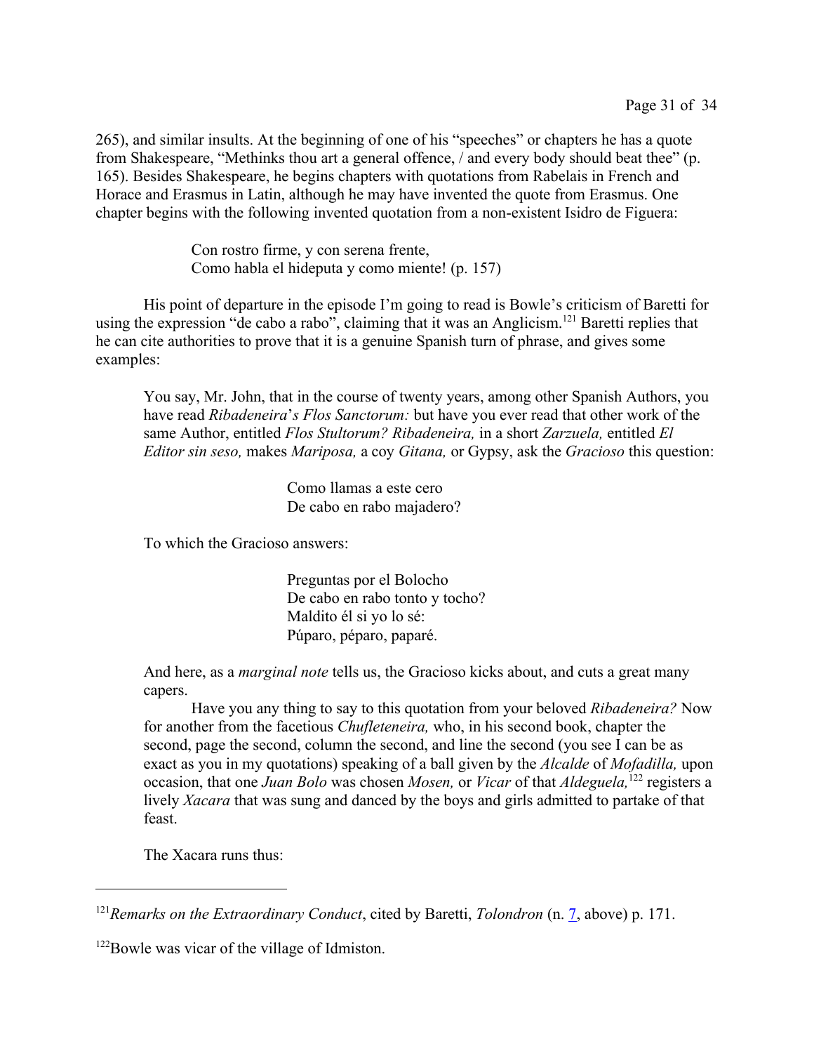265), and similar insults. At the beginning of one of his "speeches" or chapters he has a quote from Shakespeare, "Methinks thou art a general offence, / and every body should beat thee" (p. 165). Besides Shakespeare, he begins chapters with quotations from Rabelais in French and Horace and Erasmus in Latin, although he may have invented the quote from Erasmus. One chapter begins with the following invented quotation from a non-existent Isidro de Figuera:

> Con rostro firme, y con serena frente,
> Como habla el hideputa y como miente! (p. 157)

His point of departure in the episode I'm going to read is Bowle's criticism of Baretti for using the expression "de cabo a rabo", claiming that it was an Anglicism.[121] Baretti replies that he can cite authorities to prove that it is a genuine Spanish turn of phrase, and gives some examples:

> You say, Mr. John, that in the course of twenty years, among other Spanish Authors, you have read *Ribadeneira*'*s Flos Sanctorum:* but have you ever read that other work of the same Author, entitled *Flos Stultorum? Ribadeneira,* in a short *Zarzuela,* entitled *El Editor sin seso,* makes *Mariposa,* a coy *Gitana,* or Gypsy, ask the *Gracioso* this question:
>
> > Como llamas a este cero
> > De cabo en rabo majadero?
>
> To which the Gracioso answers:
>
> > Preguntas por el Bolocho
> > De cabo en rabo tonto y tocho?
> > Maldito él si yo lo sé:
> > Púparo, péparo, paparé.
>
> And here, as a *marginal note* tells us, the Gracioso kicks about, and cuts a great many capers.
>
> Have you any thing to say to this quotation from your beloved *Ribadeneira?* Now for another from the facetious *Chufleteneira,* who, in his second book, chapter the second, page the second, column the second, and line the second (you see I can be as exact as you in my quotations) speaking of a ball given by the *Alcalde* of *Mofadilla,* upon occasion, that one *Juan Bolo* was chosen *Mosen,* or *Vicar* of that *Aldeguela,*[122] registers a lively *Xacara* that was sung and danced by the boys and girls admitted to partake of that feast.
>
> The Xacara runs thus:

---

[121] *Remarks on the Extraordinary Conduct*, cited by Baretti, *Tolondron* (n. 7, above) p. 171.

[122] Bowle was vicar of the village of Idmiston.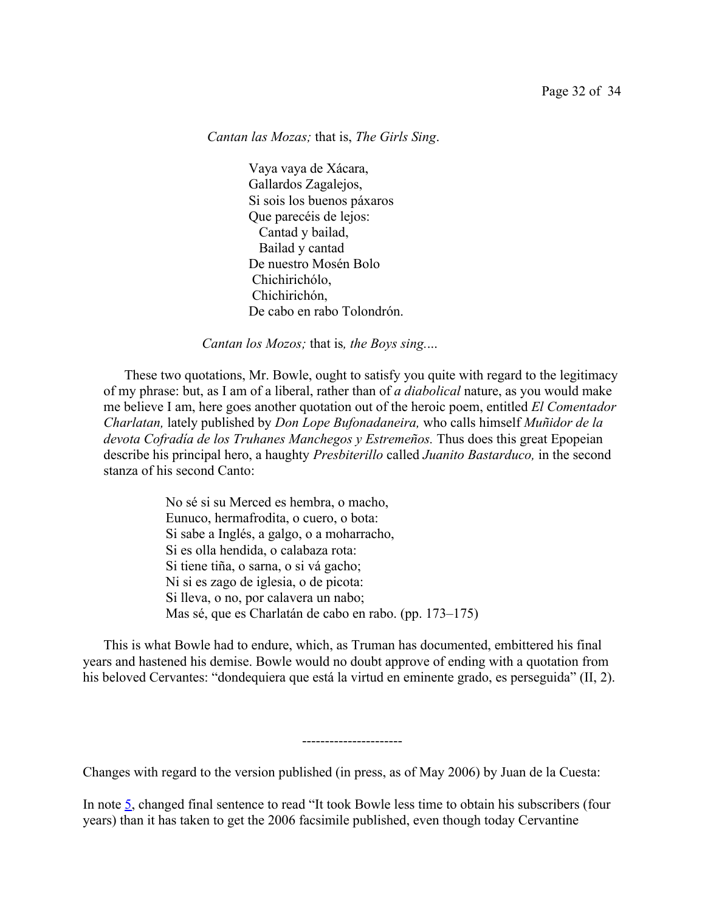*Cantan las Mozas;* that is, *The Girls Sing*.

> Vaya vaya de Xácara,
> Gallardos Zagalejos,
> Si sois los buenos páxaros
> Que parecéis de lejos:
> Cantad y bailad,
> Bailad y cantad
> De nuestro Mosén Bolo
> Chichirichólo,
> Chichirichón,
> De cabo en rabo Tolondrón.

*Cantan los Mozos;* that is*, the Boys sing.…*

These two quotations, Mr. Bowle, ought to satisfy you quite with regard to the legitimacy of my phrase: but, as I am of a liberal, rather than of *a diabolical* nature, as you would make me believe I am, here goes another quotation out of the heroic poem, entitled *El Comentador Charlatan,* lately published by *Don Lope Bufonadaneira,* who calls himself *Muñidor de la devota Cofradía de los Truhanes Manchegos y Estremeños.* Thus does this great Epopeian describe his principal hero, a haughty *Presbiterillo* called *Juanito Bastarduco,* in the second stanza of his second Canto:

> No sé si su Merced es hembra, o macho,
> Eunuco, hermafrodita, o cuero, o bota:
> Si sabe a Inglés, a galgo, o a moharracho,
> Si es olla hendida, o calabaza rota:
> Si tiene tiña, o sarna, o si vá gacho;
> Ni si es zago de iglesia, o de picota:
> Si lleva, o no, por calavera un nabo;
> Mas sé, que es Charlatán de cabo en rabo. (pp. 173–175)

This is what Bowle had to endure, which, as Truman has documented, embittered his final years and hastened his demise. Bowle would no doubt approve of ending with a quotation from his beloved Cervantes: "dondequiera que está la virtud en eminente grado, es perseguida" (II, 2).

---------------------

Changes with regard to the version published (in press, as of May 2006) by Juan de la Cuesta:

In note 5, changed final sentence to read "It took Bowle less time to obtain his subscribers (four years) than it has taken to get the 2006 facsimile published, even though today Cervantine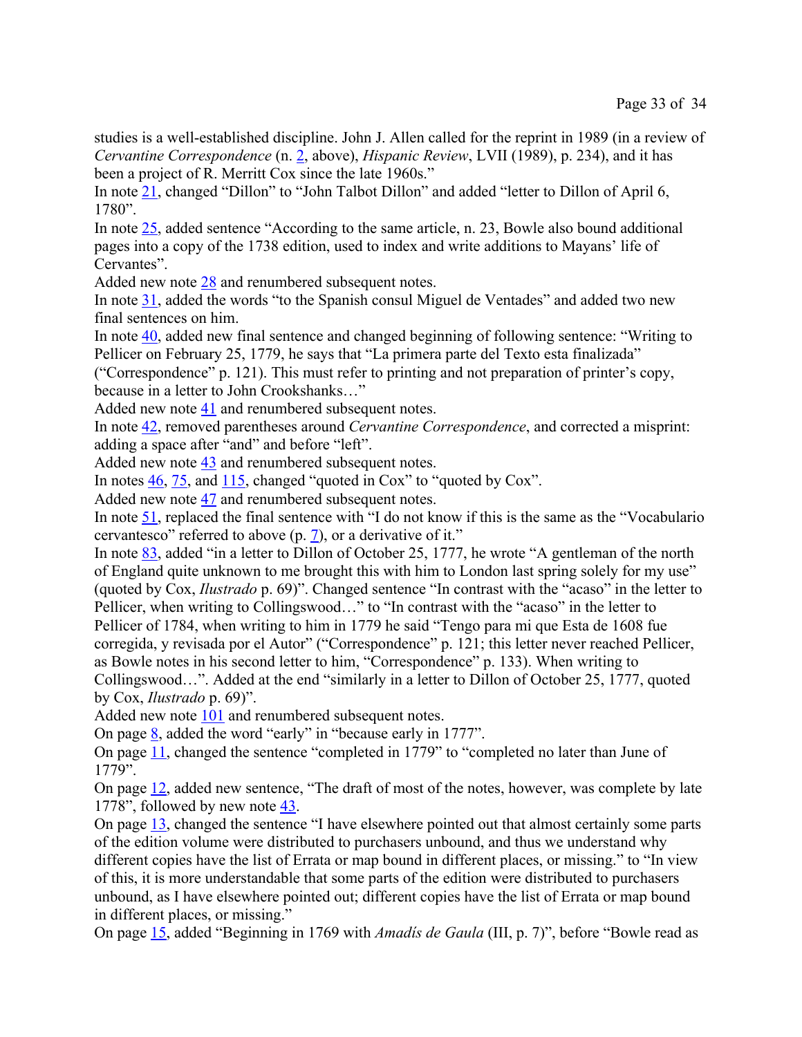studies is a well-established discipline. John J. Allen called for the reprint in 1989 (in a review of *Cervantine Correspondence* (n. 2, above), *Hispanic Review*, LVII (1989), p. 234), and it has been a project of R. Merritt Cox since the late 1960s."

In note 21, changed "Dillon" to "John Talbot Dillon" and added "letter to Dillon of April 6, 1780".

In note 25, added sentence "According to the same article, n. 23, Bowle also bound additional pages into a copy of the 1738 edition, used to index and write additions to Mayans' life of Cervantes".

Added new note 28 and renumbered subsequent notes.

In note 31, added the words "to the Spanish consul Miguel de Ventades" and added two new final sentences on him.

In note 40, added new final sentence and changed beginning of following sentence: "Writing to Pellicer on February 25, 1779, he says that "La primera parte del Texto esta finalizada" ("Correspondence" p. 121). This must refer to printing and not preparation of printer's copy, because in a letter to John Crookshanks…"

Added new note 41 and renumbered subsequent notes.

In note 42, removed parentheses around *Cervantine Correspondence*, and corrected a misprint: adding a space after "and" and before "left".

Added new note 43 and renumbered subsequent notes.

In notes 46, 75, and 115, changed "quoted in Cox" to "quoted by Cox".

Added new note 47 and renumbered subsequent notes.

In note 51, replaced the final sentence with "I do not know if this is the same as the "Vocabulario cervantesco" referred to above (p. 7), or a derivative of it."

In note 83, added "in a letter to Dillon of October 25, 1777, he wrote "A gentleman of the north of England quite unknown to me brought this with him to London last spring solely for my use" (quoted by Cox, *Ilustrado* p. 69)". Changed sentence "In contrast with the "acaso" in the letter to Pellicer, when writing to Collingswood…" to "In contrast with the "acaso" in the letter to Pellicer of 1784, when writing to him in 1779 he said "Tengo para mi que Esta de 1608 fue corregida, y revisada por el Autor" ("Correspondence" p. 121; this letter never reached Pellicer, as Bowle notes in his second letter to him, "Correspondence" p. 133). When writing to Collingswood…". Added at the end "similarly in a letter to Dillon of October 25, 1777, quoted by Cox, *Ilustrado* p. 69)".

Added new note 101 and renumbered subsequent notes.

On page 8, added the word "early" in "because early in 1777".

On page 11, changed the sentence "completed in 1779" to "completed no later than June of 1779".

On page 12, added new sentence, "The draft of most of the notes, however, was complete by late 1778", followed by new note 43.

On page 13, changed the sentence "I have elsewhere pointed out that almost certainly some parts of the edition volume were distributed to purchasers unbound, and thus we understand why different copies have the list of Errata or map bound in different places, or missing." to "In view of this, it is more understandable that some parts of the edition were distributed to purchasers unbound, as I have elsewhere pointed out; different copies have the list of Errata or map bound in different places, or missing."

On page 15, added "Beginning in 1769 with *Amadís de Gaula* (III, p. 7)", before "Bowle read as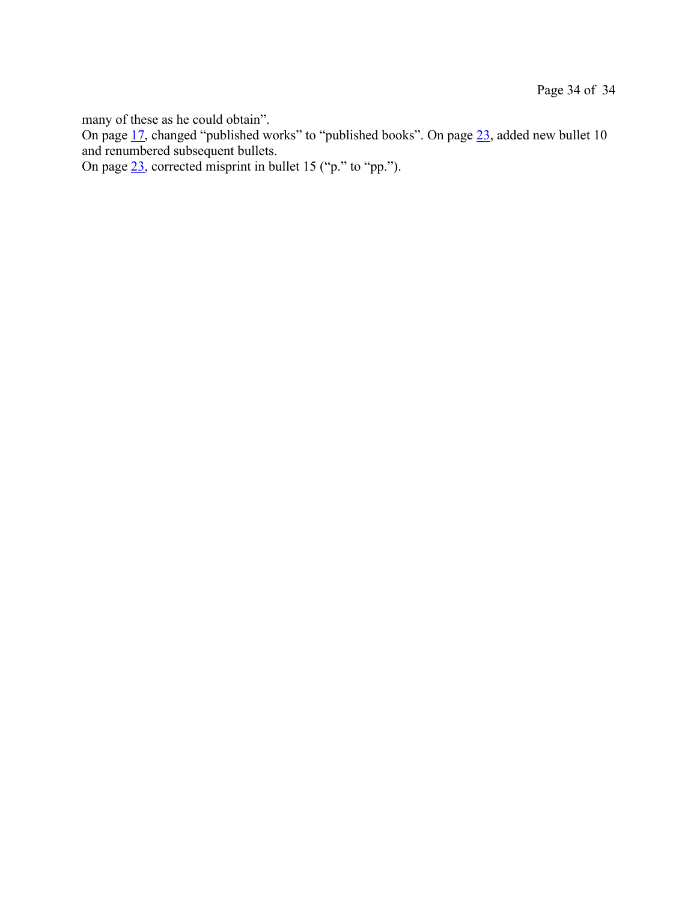many of these as he could obtain”.
On page 17, changed “published works” to “published books”. On page 23, added new bullet 10 and renumbered subsequent bullets.
On page 23, corrected misprint in bullet 15 (“p.” to “pp.”).